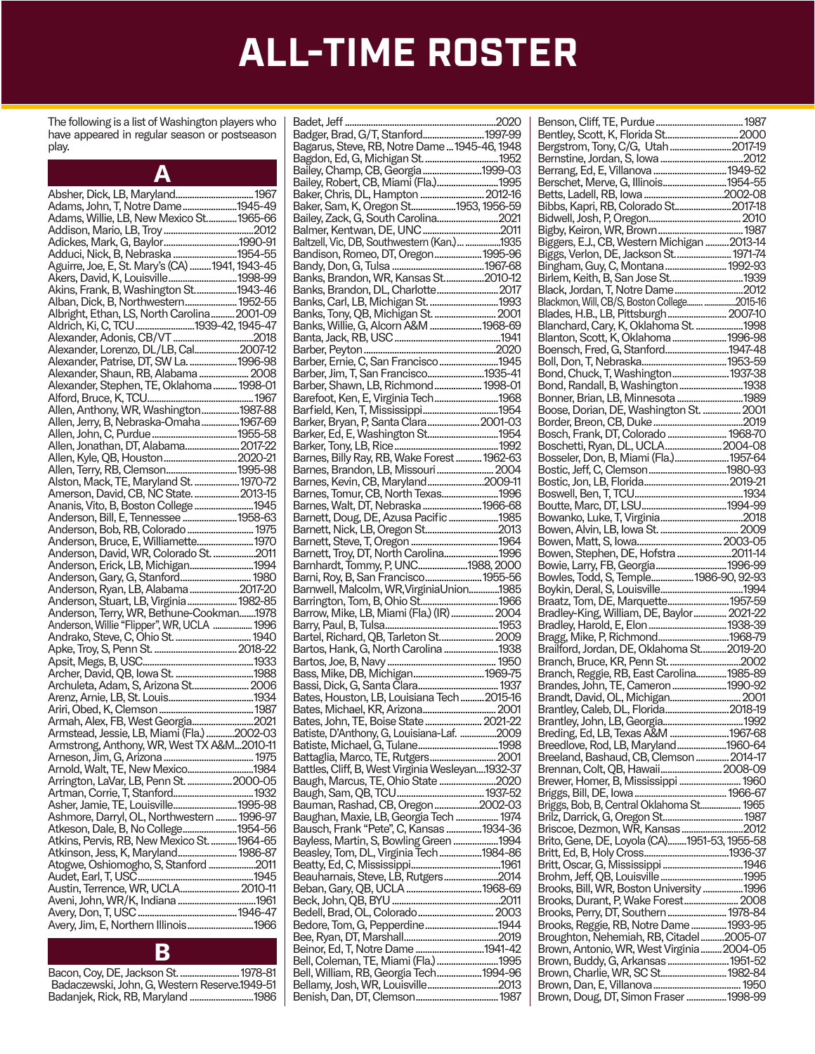# ALL-TIME ROSTER

The following is a list of Washington players who have appeared in regular season or postseason play.

## A

Absher, Dick, LB, Maryland................................1967
Adams, John, T, Notre Dame.......................1945-49
Adams, Willie, LB, New Mexico St.............1965-66
Addison, Mario, LB, Troy......................................2012
Adickes, Mark, G, Baylor................................1990-91
Adduci, Nick, B, Nebraska...........................1954-55
Aguirre, Joe, E, St. Mary's (CA).........1941, 1943-45
Akers, David, K, Louisville..............................1998-99
Akins, Frank, B, Washington St..................1943-46
Alban, Dick, B, Northwestern......................1952-55
Albright, Ethan, LS, North Carolina..........2001-09
Aldrich, Ki, C, TCU.........................1939-42, 1945-47
Alexander, Adonis, CB/VT....................................2018
Alexander, Lorenzo, DL/LB, Cal..................2007-12
Alexander, Patrise, DT, SW La....................1996-98
Alexander, Shaun, RB, Alabama........................2008
Alexander, Stephen, TE, Oklahoma..........1998-01
Alford, Bruce, K, TCU..............................................1967
Allen, Anthony, WR, Washington................1987-88
Allen, Jerry, B, Nebraska-Omaha................1967-69
Allen, John, C, Purdue....................................1955-58
Allen, Jonathan, DT, Alabama.......................2017-22
Allen, Kyle, QB, Houston................................2020-21
Allen, Terry, RB, Clemson.............................1995-98
Alston, Mack, TE, Maryland St....................1970-72
Amerson, David, CB, NC State....................2013-15
Ananis, Vito, B, Boston College..........................1945
Anderson, Bill, E, Tennessee........................1958-63
Anderson, Bob, RB, Colorado............................1975
Anderson, Bruce, E, Williamette.........................1970
Anderson, David, WR, Colorado St...................2011
Anderson, Erick, LB, Michigan............................1994
Anderson, Gary, G, Stanford................................1980
Anderson, Ryan, LB, Alabama......................2017-20
Anderson, Stuart, LB, Virginia......................1982-85
Anderson, Terry, WR, Bethune-Cookman.......1978
Anderson, Willie "Flipper", WR, UCLA.................1996
Andrako, Steve, C, Ohio St...................................1940
Apke, Troy, S, Penn St.....................................2018-22
Apsit, Megs, B, USC................................................1933
Archer, David, QB, Iowa St....................................1988
Archuleta, Adam, S, Arizona St...........................2006
Arenz, Arnie, LB, St. Louis......................................1934
Ariri, Obed, K, Clemson..........................................1987
Armah, Alex, FB, West Georgia............................2021
Armstead, Jessie, LB, Miami (Fla.)..............2002-03
Armstrong, Anthony, WR, West TX A&M....2010-11
Arneson, Jim, G, Arizona........................................1975
Arnold, Walt, TE, New Mexico.............................1984
Arrington, LaVar, LB, Penn St.......................2000-05
Artman, Corrie, T, Stanford..................................1932
Asher, Jamie, TE, Louisville............................1995-98
Ashmore, Darryl, OL, Northwestern..........1996-97
Atkeson, Dale, B, No College.........................1954-56
Atkins, Pervis, RB, New Mexico St..............1964-65
Atkinson, Jess, K, Maryland...........................1986-87
Atogwe, Oshiomogho, S, Stanford.......................2011
Audet, Earl, T, USC...................................................1945
Austin, Terrence, WR, UCLA..........................2010-11
Aveni, John, WR/K, Indiana..................................1961
Avery, Don, T, USC............................................1946-47
Avery, Jim, E, Northern Illinois............................1966

## B

Bacon, Coy, DE, Jackson St............................1978-81
Badaczewski, John, G, Western Reserve.1949-51
Badanjek, Rick, RB, Maryland.............................1986
Badet, Jeff.................................................................2020
Badger, Brad, G/T, Stanford..........................1997-99
Bagarus, Steve, RB, Notre Dame....1945-46, 1948
Bagdon, Ed, G, Michigan St...................................1952
Bailey, Champ, CB, Georgia...........................1999-03
Bailey, Robert, CB, Miami (Fla.)...........................1995
Baker, Chris, DL, Hampton...........................2012-16
Baker, Sam, K, Oregon St...................1953, 1956-59
Bailey, Zack, G, South Carolina.............................2021
Balmer, Kentwan, DE, UNC...................................2011
Baltzell, Vic, DB, Southwestern (Kan.)....................1935
Bandison, Romeo, DT, Oregon.....................1995-96
Bandy, Don, G, Tulsa.......................................1967-68
Banks, Brandon, WR, Kansas St..................2010-12
Banks, Brandon, DL, Charlotte............................2017
Banks, Carl, LB, Michigan St.................................1993
Banks, Tony, QB, Michigan St.............................2001
Banks, Willie, G, Alcorn A&M........................1968-69
Banta, Jack, RB, USC...............................................1941
Barber, Peyton.........................................................2020
Barber, Ernie, C, San Francisco...........................1945
Barber, Jim, T, San Francisco.........................1935-41
Barber, Shawn, LB, Richmond......................1998-01
Barefoot, Ken, E, Virginia Tech............................1968
Barfield, Ken, T, Mississippi..................................1954
Barker, Bryan, P, Santa Clara........................2001-03
Barker, Ed, E, Washington St...............................1954
Barker, Tony, LB, Rice..............................................1992
Barnes, Billy Ray, RB, Wake Forest............1962-63
Barnes, Brandon, LB, Missouri...........................2004
Barnes, Kevin, CB, Maryland.........................2009-11
Barnes, Tomur, CB, North Texas..........................1996
Barnes, Walt, DT, Nebraska...........................1966-68
Barnett, Doug, DE, Azusa Pacific........................1985
Barnett, Nick, LB, Oregon St.................................2013
Barnett, Steve, T, Oregon.......................................1964
Barnett, Troy, DT, North Carolina.........................1996
Barnhardt, Tommy, P, UNC........................1988, 2000
Barni, Roy, B, San Francisco.........................1955-56
Barnwell, Malcolm, WR,VirginiaUnion..............1985
Barrington, Tom, B, Ohio St..................................1966
Barrow, Mike, LB, Miami (Fla.) (IR)....................2004
Barry, Paul, B, Tulsa................................................1953
Bartel, Richard, QB, Tarleton St..........................2009
Bartos, Hank, G, North Carolina.........................1938
Bartos, Joe, B, Navy.................................................1950
Bass, Mike, DB, Michigan...............................1969-75
Bassi, Dick, G, Santa Clara....................................1937
Bates, Houston, LB, Louisiana Tech............2015-16
Bates, Michael, KR, Arizona..................................2001
Bates, John, TE, Boise State...........................2021-22
Batiste, D'Anthony, G, Louisiana-Laf..................2009
Batiste, Michael, G, Tulane....................................1998
Battaglia, Marco, TE, Rutgers...............................2001
Battles, Cliff, B, West Virginia Wesleyan....1932-37
Baugh, Marcus, TE, Ohio State............................2020
Baugh, Sam, QB, TCU......................................1937-52
Bauman, Rashad, CB, Oregon......................2002-03
Baughan, Maxie, LB, Georgia Tech...................1974
Bausch, Frank "Pete", C, Kansas..................1934-36
Bayless, Martin, S, Bowling Green.....................1994
Beasley, Tom, DL, Virginia Tech....................1984-86
Beatty, Ed, C, Mississippi......................................1961
Beauharnais, Steve, LB, Rutgers........................2014
Beban, Gary, QB, UCLA...................................1968-69
Beck, John, QB, BYU...............................................2011
Bedell, Brad, OL, Colorado...................................2003
Bedore, Tom, G, Pepperdine................................1944
Bee, Ryan, DT, Marshall.........................................2019
Beinor, Ed, T, Notre Dame...............................1941-42
Bell, Coleman, TE, Miami (Fla.)............................1995
Bell, William, RB, Georgia Tech.....................1994-96
Bellamy, Josh, WR, Louisville................................2013
Benish, Dan, DT, Clemson.....................................1987
Benson, Cliff, TE, Purdue.......................................1987
Bentley, Scott, K, Florida St..................................2000
Bergstrom, Tony, C/G, Utah..........................2017-19
Bernstine, Jordan, S, Iowa...................................2012
Berrang, Ed, E, Villanova...............................1949-52
Berschet, Merve, G, Illinois............................1954-55
Betts, Ladell, RB, Iowa....................................2002-08
Bibbs, Kapri, RB, Colorado St......................2017-18
Bidwell, Josh, P, Oregon.......................................2010
Bigby, Keiron, WR, Brown.....................................1987
Biggers, E.J., CB, Western Michigan..........2013-14
Biggs, Verlon, DE, Jackson St.......................1971-74
Bingham, Guy, C, Montana...........................1992-93
Birlem, Keith, B, San Jose St................................1939
Black, Jordan, T, Notre Dame..............................2012
Blackmon, Will, CB/S, Boston College........................2015-16
Blades, H.B., LB, Pittsburgh............................2007-10
Blanchard, Cary, K, Oklahoma St.......................1998
Blanton, Scott, K, Oklahoma.........................1996-98
Boensch, Fred, G, Stanford...........................1947-48
Boll, Don, T, Nebraska.....................................1953-59
Bond, Chuck, T, Washington.........................1937-38
Bond, Randall, B, Washington.............................1938
Bonner, Brian, LB, Minnesota..............................1989
Boose, Dorian, DE, Washington St.....................2001
Border, Breon, CB, Duke.......................................2019
Bosch, Frank, DT, Colorado...........................1968-70
Boschetti, Ryan, DL, UCLA............................2004-08
Bosseler, Don, B, Miami (Fla.).......................1957-64
Bostic, Jeff, C, Clemson...................................1980-93
Bostic, Jon, LB, Florida....................................2019-21
Boswell, Ben, T, TCU...............................................1934
Boutte, Marc, DT, LSU.....................................1994-99
Bowanko, Luke, T, Virginia....................................2018
Bowen, Alvin, LB, Iowa St......................................2009
Bowen, Matt, S, Iowa.......................................2003-05
Bowen, Stephen, DE, Hofstra......................2011-14
Bowie, Larry, FB, Georgia...............................1996-99
Bowles, Todd, S, Temple..................1986-90, 92-93
Boykin, Deral, S, Louisville....................................1994
Braatz, Tom, DE, Marquette.........................1957-59
Bradley-King, William, DE, Baylor..............2021-22
Bradley, Harold, E, Elon..................................1938-39
Bragg, Mike, P, Richmond..............................1968-79
Brailford, Jordan, DE, Oklahoma St...........2019-20
Branch, Bruce, KR, Penn St..................................2002
Branch, Reggie, RB, East Carolina...............1985-89
Brandes, John, TE, Cameron.........................1990-92
Brandt, David, OL, Michigan.................................2001
Brantley, Caleb, DL, Florida...........................2018-19
Brantley, John, LB, Georgia..................................1992
Breding, Ed, LB, Texas A&M..........................1967-68
Breedlove, Rod, LB, Maryland.......................1960-64
Breeland, Bashaud, CB, Clemson...............2014-17
Brennan, Colt, QB, Hawaii..............................2008-09
Brewer, Homer, B, Mississippi.............................1960
Briggs, Bill, DE, Iowa.......................................1966-67
Briggs, Bob, B, Central Oklahoma St.................1965
Brilz, Darrick, G, Oregon St...................................1987
Briscoe, Dezmon, WR, Kansas............................2012
Brito, Gene, DE, Loyola (CA).........1951-53, 1955-58
Britt, Ed, B, Holy Cross...................................1936-37
Britt, Oscar, G, Mississippi....................................1946
Brohm, Jeff, QB, Louisville....................................1995
Brooks, Bill, WR, Boston University..................1996
Brooks, Durant, P, Wake Forest...........................2008
Brooks, Perry, DT, Southern..........................1978-84
Brooks, Reggie, RB, Notre Dame..................1993-95
Broughton, Nehemiah, RB, Citadel.............2005-07
Brown, Antonio, WR, West Virginia...........2004-05
Brown, Buddy, G, Arkansas............................1951-52
Brown, Charlie, WR, SC St.............................1982-84
Brown, Dan, E, Villanova......................................1950
Brown, Doug, DT, Simon Fraser...................1998-99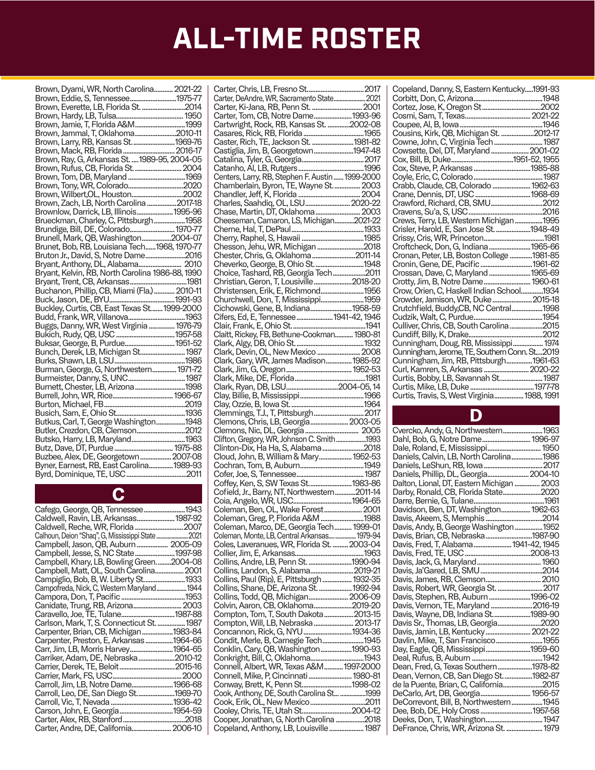# ALL-TIME ROSTER

Brown, Dyami, WR, North Carolina........... 2021-22
Brown, Eddie, S, Tennessee..........................1975-77
Brown, Everette, LB, Florida St. ..........................2014
Brown, Hardy, LB, Tulsa.......................................1950
Brown, Jamie, T, Florida A&M...............................1999
Brown, Jammal, T, Oklahoma.........................2010-11
Brown, Larry, RB, Kansas St. ........................1969-76
Brown, Mack, RB, Florida ............................. 2016-17
Brown, Ray, G, Arkansas St. ....1989-95, 2004-05
Brown, Rufus, CB, Florida St. ........................... 2004
Brown, Tom, DB, Maryland .................................1969
Brown, Tony, WR, Colorado.................................2020
Brown, Wilbert,OL, Houston...............................2002
Brown, Zach, LB, North Carolina .................2017-18
Brownlow, Darrick, LB, Illinois.....................1995-96
Brueckman, Charley, C, Pittsburgh ..................1958
Brundige, Bill, DE, Colorado.........................1970-77
Brunell, Mark, QB, Washington.................2004-07
Brunet, Bob, RB, Louisiana Tech......1968, 1970-77
Bruton Jr., David, S, Notre Dame........................2016
Bryant, Anthony, DL, Alabama.......................... 2010
Bryant, Kelvin, RB, North Carolina 1986-88, 1990
Bryant, Trent, CB, Arkansas.................................1981
Buchanon, Phillip, CB, Miami (Fla.)............ 2010-11
Buck, Jason, DE, BYU......................................1991-93
Buckley, Curtis, CB, East Texas St....... 1999-2000
Budd, Frank, WR, Villanova..................................1963
Buggs, Danny, WR, West Virginia .............. 1976-79
Bukich, Rudy, QB, USC ..................................1957-58
Buksar, George, B, Purdue.............................1951-52
Bunch, Derek, LB, Michigan St.........................1987
Burks, Shawn, LB, LSU.........................................1986
Burman, George, G, Northwestern............. 1971-72
Burmeister, Danny, S, UNC.................................1987
Burnett, Chester, LB, Arizona ............................1998
Burrell, John, WR, Rice................................... 1966-67
Burton, Michael, FB..............................................2019
Busich, Sam, E, Ohio St........................................1936
Butkus, Carl, T, George Washington.................1948
Butler, Crezdon, CB, Clemson............................2012
Butsko, Harry, LB, Maryland...............................1963
Butz, Dave, DT, Purdue.................................. 1975-88
Buzbee, Alex, DE, Georgetown .................. 2007-08
Byner, Earnest, RB, East Carolina..............1989-93
Byrd, Dominique, TE, USC..................................2011

## C

Cafego, George, QB, Tennessee.......................1943
Caldwell, Ravin, LB, Arkansas......................1987-92
Caldwell, Reche, WR, Florida ............................2007
Calhoun, Deion "Shaq", G, Mississippi State......................2021
Campbell, Jason, QB, Auburn ................. 2005-09
Campbell, Jesse, S, NC State.......................1997-98
Campbell, Khary, LB, Bowling Green.........2004-08
Campbell, Matt, OL, South Carolina................ 2001
Campiglio, Bob, B, W. Liberty St.......................1933
Campofreda, Nick, C, Western Maryland....................1944
Campora, Don, T, Pacific ....................................1953
Canidate, Trung, RB, Arizona............................ 2003
Caravello, Joe, TE, Tulane...............................1987-88
Carlson, Mark, T, S. Connecticut St. ................1987
Carpenter, Brian, CB, Michigan..................1983-84
Carpenter, Preston, E, Arkansas ................1964-66
Carr, Jim, LB, Morris Harvey.........................1964-65
Carriker, Adam, DE, Nebraska.....................2010-12
Carrier, Derek, TE, Beloit................................2015-16
Carrier, Mark, FS, USC.........................................2000
Carroll, Jim, LB, Notre Dame........................1966-68
Carroll, Leo, DE, San Diego St.....................1969-70
Carroll, Vic, T, Nevada ....................................1936-42
Carson, John, E, Georgia...............................1954-59
Carter, Alex, RB, Stanford....................................2018
Carter, Andre, DE, California....................... 2006-10
Carter, Chris, LB, Fresno St.................................2017
Carter, DeAndre, WR, Sacramento State..................... 2021
Carter, Ki-Jana, RB, Penn St. ............................. 2001
Carter, Tom, CB, Notre Dame.......................1993-96
Cartwright, Rock, RB, Kansas St. .............2002-08
Casares, Rick, RB, Florida ...................................1965
Caster, Rich, TE, Jackson St. ........................1981-82
Castiglia, Jim, B, Georgetown.......................1947-48
Catalina, Tyler, G, Georgia....................................2017
Catanho, Al, LB, Rutgers......................................1996
Centers, Larry, RB, Stephen F. Austin...... 1999-2000
Chamberlain, Byron, TE, Wayne St............... 2003
Chandler, Jeff, K, Florida .................................... 2004
Charles, Saahdiq, OL, LSU.......................... 2020-22
Chase, Martin, DT, Oklahoma.......................... 2003
Cheeseman, Camaron, LS, Michigan...........2021-22
Cherne, Hal, T, DePaul..........................................1933
Cherry, Raphel, S, Hawaii ....................................1985
Chesson, Jehu, WR, Michigan ...........................2018
Chester, Chris, G, Oklahoma.........................2011-14
Cheverko, George, B, Ohio St.............................1948
Choice, Tashard, RB, Georgia Tech..................2011
Christian, Geron, T, Louisville......................2018-20
Christensen, Erik, E, Richmond.........................1956
Churchwell, Don, T, Mississippi.........................1959
Cichowski, Gene, B, Indiana.........................1958-59
Cifers, Ed, E, Tennessee.....................1941-42, 1946
Clair, Frank, E, Ohio St..........................................1941
Claitt, Rickey, FB, Bethune-Cookman........... 1980-81
Clark, Algy, DB, Ohio St.......................................1932
Clark, Devin, OL, New Mexico ......................... 2008
Clark, Gary, WR, James Madison..............1985-92
Clark, Jim, G, Oregon.....................................1952-53
Clark, Mike, DE, Florida........................................1981
Clark, Ryan, DB, LSU.............................2004-05, 14
Clay, Billie, B, Mississippi....................................1966
Clay, Ozzie, B, Iowa St..........................................1964
Clemmings, T.J., T, Pittsburgh.............................2017
Clemons, Chris, LB, Georgia...................... 2003-05
Clemons, Nic, DL, Georgia .............................. 2005
Clifton, Gregory, WR, Johnson C. Smith..................1993
Clinton-Dix, Ha Ha, S, Alabama........................2018
Cloud, John, B, William & Mary...................1952-53
Cochran, Tom, B, Auburn....................................1949
Cofer, Joe, S, Tennessee...................................... 1987
Coffey, Ken, S, SW Texas St........................1983-86
Cofield, Jr., Barry, NT, Northwestern............2011-14
Coia, Angelo, WR, USC.................................1964-65
Coleman, Ben, OL, Wake Forest...................... 2001
Coleman, Greg, P, Florida A&M .........................1988
Coleman, Marco, DE, Georgia Tech.......... 1999-01
Coleman, Monte, LB, Central Arkansas.................1979-94
Coles, Laveranues, WR, Florida St. ......... 2003-04
Collier, Jim, E, Arkansas.......................................1963
Collins, Andre, LB, Penn St. .........................1990-94
Collins, Landon, S, Alabama.........................2019-21
Collins, Paul (Rip), E, Pittsburgh ................. 1932-35
Collins, Shane, DE, Arizona St. ...................1992-94
Collins, Todd, QB, Michigan....................... 2006-09
Colvin, Aaron, CB, Oklahoma......................2019-20
Compton, Tom, T, South Dakota.................2013-15
Compton, Will, LB, Nebraska....................... 2013-17
Concannon, Rick, G, NYU.............................1934-36
Condit, Merle, B, Carnegie Tech.......................1945
Conklin, Cary, QB, Washington..................1990-93
Conkright, Bill, C, Oklahoma..............................1943
Connell, Albert, WR, Texas A&M...........1997-2000
Connell, Mike, P, Cincinnati ......................... 1980-81
Conway, Brett, K, Penn St.............................1998-02
Cook, Anthony, DE, South Carolina St... ................1999
Cook, Erik, OL, New Mexico ...............................2011
Cooley, Chris, TE, Utah St............................2004-12
Cooper, Jonathan, G, North Carolina ................2018
Copeland, Anthony, LB, Louisville .................... 1987
Copeland, Danny, S, Eastern Kentucky.....1991-93
Corbitt, Don, C, Arizona........................................1948
Cortez, Jose, K, Oregon St...................................2002
Cosmi, Sam, T, Texas..................................... 2021-22
Coupee, Al, B, Iowa ...............................................1946
Cousins, Kirk, QB, Michigan St. ...................2012-17
Cowne, John, C, Virginia Tech ........................... 1987
Cowsette, Del, DT, Maryland...................... 2001-02
Cox, Bill, B, Duke....................................1951-52, 1955
Cox, Steve, P, Arkansas.................................1985-88
Coyle, Eric, C, Colorado........................................1987
Crabb, Claude, CB, Colorado ..................... 1962-63
Crane, Dennis, DT, USC ................................1968-69
Crawford, Richard, CB, SMU..............................2012
Cravens, Su'a, S, USC...........................................2016
Crews, Terry, LB, Western Michigan ................1995
Crisler, Harold, E, San Jose St. ....................1948-49
Crissy, Cris, WR, Princeton...................................1981
Croftcheck, Don, G, Indiana........................1965-66
Cronan, Peter, LB, Boston College .............1981-85
Cronin, Gene, DE, Pacific ..............................1961-62
Crossan, Dave, C, Maryland........................1965-69
Crotty, Jim, B, Notre Dame........................... 1960-61
Crow, Orien, C, Haskell Indian School.............1934
Crowder, Jamison, WR, Duke .......................2015-18
Crutchfield, Buddy,CB, NC Central...................1998
Cudzik, Walt, C, Purdue........................................1954
Culliver, Chris, CB, South Carolina ...................2015
Cundiff, Billy, K, Drake...........................................2012
Cunningham, Doug, RB, Mississippi................. 1974
Cunningham, Jerome, TE, Southern Conn. St....2019
Cunningham, Jim, RB, Pittsburgh...............1961-63
Curl, Kamren, S, Arkansas ......................... 2020-22
Curtis, Bobby, LB, Savannah St.........................1987
Curtis, Mike, LB, Duke .....................................1977-78
Curtis, Travis, S, West Virginia................1988, 1991

## D

Cvercko, Andy, G, Northwestern.......................1963
Dahl, Bob, G, Notre Dame............................ 1996-97
Dale, Roland, E, Mississippi............................... 1950
Daniels, Calvin, LB, North Carolina..................1986
Daniels, LeShun, RB, Iowa ..................................2017
Daniels, Phillip, DL, Georgia........................ 2004-10
Dalton, Lional, DT, Eastern Michigan ............... 2003
Darby, Ronald, CB, Florida State......................2020
Darre, Bernie, G, Tulane.........................................1961
Davidson, Ben, DT, Washington................. 1962-63
Davis, Akeem, S, Memphis .................................2014
Davis, Andy, B, George Washington ................1952
Davis, Brian, CB, Nebraska...........................1987-90
Davis, Fred, T, Alabama.....................1941-42, 1945
Davis, Fred, TE, USC ......................................2008-13
Davis, Jack, G, Maryland..................................... 1960
Davis, Ja'Gared, LB, SMU ....................................2014
Davis, James, RB, Clemson............................... 2010
Davis, Robert, WR, Georgia St. ........................... 2017
Davis, Stephen, RB, Auburn ........................1996-02
Davis, Vernon, TE, Maryland ........................2016-19
Davis, Wayne, DB, Indiana St......................1989-90
Davis Sr., Thomas, LB, Georgia..........................2020
Davis, Jamin, LB, Kentucky.......................... 2021-22
Davlin, Mike, T, San Francisco...........................1955
Day, Eagle, QB, Mississippi..........................1959-60
Deal, Rufus, B, Auburn .........................................1942
Dean, Fred, G, Texas Southern....................1978-82
Dean, Vernon, CB, San Diego St.................1982-87
de la Puente, Brian, C, California.......................2015
DeCarlo, Art, DB, Georgia ............................ 1956-57
DeCorrevont, Bill, B, Northwestern..................1945
Dee, Bob, DE, Holy Cross ..............................1957-58
Deeks, Don, T, Washington................................ 1947
DeFrance, Chris, WR, Arizona St. ..................... 1979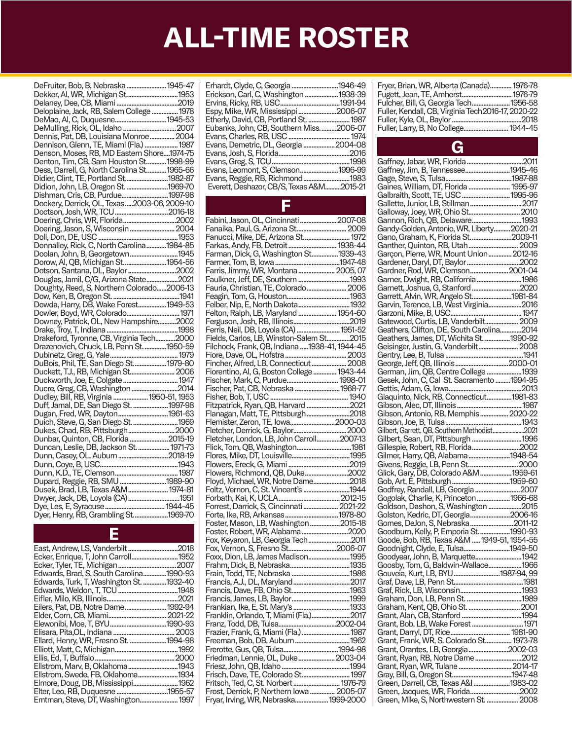# ALL-TIME ROSTER

DeFruiter, Bob, B, Nebraska........................1945-47
Dekker, Al, WR, Michigan St..............................1953
Delaney, Dee, CB, Miami....................................2019
Deloplaine, Jack, RB, Salem College...............1978
DeMao, Al, C, Duquesne...............................1945-53
DeMulling, Rick, OL, Idaho...............................2007
Dennis, Pat, DB, Louisiana Monroe...............2004
Dennison, Glenn, TE, Miami (Fla.)...................1987
Denson, Moses, RB, MD Eastern Shore....1974-75
Denton, Tim, CB, Sam Houston St...........1998-99
Dess, Darrell, G, North Carolina St...........1965-66
Didier, Clint, TE, Portland St........................1982-87
Didion, John, LB, Oregon St.........................1969-70
Dishman, Cris, CB, Purdue...........................1997-98
Dockery, Derrick, OL, Texas.....2003-06, 2009-10
Doctson, Josh, WR, TCU.............................2016-18
Doering, Chris, WR, Florida...............................2002
Doering, Jason, S, Wisconsin...........................2004
Doll, Don, DE, USC...........................................1953
Donnalley, Rick, C, North Carolina...........1984-85
Doolan, John, B, Georgetown............................1945
Dorow, Al, QB, Michigan St..........................1954-56
Dotson, Santana, DL, Baylor............................2002
Douglas, Jamil, C/G, Arizona State..................2021
Doughty, Reed, S, Northern Colorado......2006-13
Dow, Ken, B, Oregon St.....................................1941
Dowda, Harry, DB, Wake Forest................1949-53
Dowler, Boyd, WR, Colorado..............................1971
Downey, Patrick, OL, New Hampshire..........2002
Drake, Troy, T, Indiana.......................................1998
Drakeford, Tyronne, CB, Virginia Tech............2000
Drazenovich, Chuck, LB, Penn St.............1950-59
Dubinetz, Greg, G, Yale......................................1979
DuBois, Phil, TE, San Diego St..................1979-80
Duckett, T.J., RB, Michigan St...........................2006
Duckworth, Joe, E, Colgate..............................1947
Ducre, Greg, CB, Washington...........................2014
Dudley, Bill, RB, Virginia.....................1950-51, 1953
Duff, Jamal, DE, San Diego St...................1997-98
Dugan, Fred, WR, Dayton............................1961-63
Duich, Steve, G, San Diego St...........................1969
Dukes, Chad, RB, Pittsburgh............................2000
Dunbar, Quinton, CB, Florida.....................2015-19
Duncan, Leslie, DB, Jackson St..................1971-73
Dunn, Casey, OL, Auburn...........................2018-19
Dunn, Coye, B, USC...........................................1943
Dunn, K.D., TE, Clemson....................................1987
Dupard, Reggie, RB, SMU...........................1989-90
Dusek, Brad, LB, Texas A&M......................1974-81
Dwyer, Jack, DB, Loyola (CA)............................1951
Dye, Les, E, Syracuse..................................1944-45
Dyer, Henry, RB, Grambling St....................1969-70

## E

East, Andrew, LS, Vanderbilt.............................2018
Ecker, Enrique, T, John Carroll..........................1952
Ecker, Tyler, TE, Michigan.................................2007
Edwards, Brad, S, South Carolina.............1990-93
Edwards, Turk, T, Washington St...............1932-40
Edwards, Weldon, T, TCU..................................1948
Eifler, Milo, KB, Illinois......................................2021
Eilers, Pat, DB, Notre Dame........................1992-94
Elder, Corn, CB, Miami...............................2021-22
Elewonibi, Moe, T, BYU...............................1990-93
Elisara, Pita,OL, Indiana...................................2003
Ellard, Henry, WR, Fresno St......................1994-98
Elliott, Matt, C, Michigan...................................1992
Ellis, Ed, T, Buffalo............................................2000
Ellstrom, Marv, B, Oklahoma............................1943
Ellstrom, Swede, FB, Oklahoma.......................1934
Elmore, Doug, DB, Mississippi..........................1962
Elter, Leo, RB, Duquesne............................1955-57
Emtman, Steve, DT, Washington......................1997

Erhardt, Clyde, C, Georgia..........................1946-49
Erickson, Carl, C, Washington...................1938-39
Ervins, Ricky, RB, USC................................1991-94
Espy, Mike, WR, Mississippi......................2006-07
Etherly, David, CB, Portland St........................1987
Eubanks, John, CB, Southern Miss.........2006-07
Evans, Charles, RB, USC...................................1974
Evans, Demetric, DL, Georgia...................2004-08
Evans, Josh, S, Florida......................................2016
Evans, Greg, S, TCU..........................................1998
Evans, Leomont, S, Clemson.....................1996-99
Evans, Reggie, RB, Richmond...........................1983
Everett, Deshazor, CB/S, Texas A&M.........2015-21

## F

Fabini, Jason, OL, Cincinnati....................2007-08
Fanaika, Paul, G, Arizona St..............................2009
Fanucci, Mike, DE, Arizona St...........................1972
Farkas, Andy, FB, Detroit............................1938-44
Farman, Dick, G, Washington St...............1939-43
Farmer, Tom, B, Iowa.................................1947-48
Farris, Jimmy, WR, Montana.....................2005, 07
Faulkner, Jeff, DE, Southern.............................1993
Fauria, Christian, TE, Colorado.......................2006
Feagin, Tom, G, Houston..................................1963
Felber, Nip, E, North Dakota.............................1932
Felton, Ralph, LB, Maryland......................1954-60
Ferguson, Josh, RB, Illinois...............................2019
Ferris, Neil, DB, Loyola (CA).......................1951-52
Fields, Carlos, LB, Winston-Salem St.............2015
Filchock, Frank, QB, Indiana.....1938-41, 1944-45
Fiore, Dave, OL, Hofstra...................................2003
Fincher, Alfred, LB, Connecticut.....................2008
Fiorentino, Al, G, Boston College.............1943-44
Fischer, Mark, C, Purdue...........................1998-01
Fischer, Pat, CB, Nebraska.........................1968-77
Fisher, Bob, T, USC...........................................1940
Fitzpatrick, Ryan, QB, Harvard.........................2021
Flanagan, Matt, TE, Pittsburgh.........................2018
Flemister, Zeron, TE, Iowa.........................2000-03
Fletcher, Derrick, G, Baylor...............................2000
Fletcher, London, LB, John Carroll.............2007-13
Flick, Tom, QB, Washington..............................1981
Flores, Mike, DT, Louisville...............................1995
Flowers, Ereck, G, Miami..................................2019
Flowers, Richmond, QB, Duke.........................2002
Floyd, Michael, WR, Notre Dame.....................2018
Foltz, Vernon, C, St. Vincent's..........................1944
Forbath, Kai, K, UCLA.................................2012-15
Forrest, Darrick, S, Cincinnati....................2021-22
Forte, Ike, RB, Arkansas............................1978-80
Foster, Mason, LB, Washington.................2015-18
Foster, Robert, WR, Alabama...........................2020
Fox, Keyaron, LB, Georgia Tech........................2011
Fox, Vernon, S, Fresno St...........................2006-07
Foxx, Dion, LB, James Madison.......................1995
Frahm, Dick, B, Nebraska..................................1935
Frain, Todd, TE, Nebraska.................................1986
Francis, A.J., DL, Maryland................................2017
Francis, Dave, FB, Ohio St.................................1963
Francis, James, LB, Baylor.................................1999
Frankian, Ike, E, St. Mary's................................1933
Franklin, Orlando, T, Miami (Fla.).....................2017
Franz, Todd, DB, Tulsa.................................2002-04
Frazier, Frank, G, Miami (Fla.)...........................1987
Freeman, Bob, DB, Auburn...............................1962
Frerotte, Gus, QB, Tulsa..............................1994-98
Friedman, Lennie, OL, Duke.......................2003-04
Friesz, John, QB, Idaho......................................1994
Frisch, Dave, TE, Colorado St............................1997
Fritsch, Ted, C, St. Norbert..........................1976-79
Frost, Derrick, P, Northern Iowa..................2005-07
Fryar, Irving, WR, Nebraska......................1999-2000

Fryer, Brian, WR, Alberta (Canada)............1976-78
Fugett, Jean, TE, Amherst............................1976-79
Fulcher, Bill, G, Georgia Tech......................1956-58
Fuller, Kendall, CB, Virginia Tech 2016-17, 2020-22
Fuller, Kyle, OL, Baylor.....................................2018
Fuller, Larry, B, No College.........................1944-45

## G

Gaffney, Jabar, WR, Florida...............................2011
Gaffney, Jim, B, Tennessee.........................1945-46
Gage, Steve, S, Tulsa....................................1987-88
Gaines, William, DT, Florida........................1995-97
Galbraith, Scott, TE, USC.............................1995-96
Gallette, Junior, LB, Stillman............................2017
Galloway, Joey, WR, Ohio St.............................2010
Gannon, Rich, QB, Delaware............................1993
Gandy-Golden, Antonio, WR, Liberty..........2020-21
Gano, Graham, K, Florida St.........................2009-11
Ganther, Quinton, RB, Utah..............................2009
Garçon, Pierre, WR, Mount Union..............2012-16
Gardener, Daryl, DT, Baylor..............................2002
Gardner, Rod, WR, Clemson.......................2001-04
Garner, Dwight, RB, California..........................1986
Garnett, Joshua, G, Stanford.............................2020
Garrett, Alvin, WR, Angelo St......................1981-84
Garvin, Terence, LB, West Virginia...................2016
Garzoni, Mike, B, USC.......................................1947
Gatewood, Curtis, LB, Vanderbilt.....................2009
Geathers, Clifton, DE, South Carolina..............2014
Geathers, James, DT, Wichita St.................1990-92
Geisinger, Justin, G, Vanderbilt........................2008
Gentry, Lee, B, Tulsa.........................................1941
George, Jeff, QB, Illinois..............................2000-01
German, Jim, QB, Centre College......................1939
Gesek, John, C, Cal St. Sacramento.........1994-95
Gettis, Adam, G, Iowa.......................................2013
Giaquinto, Nick, RB, Connecticut...............1981-83
Gibson, Alec, DT, Illinois...................................1987
Gibson, Antonio, RB, Memphis..................2020-22
Gibson, Joe, B, Tulsa.........................................1943
Gilbert, Garrett, QB, Southern Methodist.........2021
Gilbert, Sean, DT, Pittsburgh............................1996
Gillespie, Robert, RB, Florida...........................2002
Gilmer, Harry, QB, Alabama.......................1948-54
Givens, Reggie, LB, Penn St..............................2000
Glick, Gary, DB, Colorado A&M..................1959-61
Gob, Art, E, Pittsburgh................................1959-60
Godfrey, Randall, LB, Georgia..........................2007
Gogolak, Charlie, K, Princeton...................1966-68
Goldson, Dashon, S, Washington.....................2015
Golston, Kedric, DT, Georgia......................2006-16
Gomes, DeJon, S, Nebraska........................2011-12
Goodburn, Kelly, P, Emporia St...................1990-93
Goode, Bob, RB, Texas A&M.....1949-51, 1954-55
Goodnight, Clyde, E, Tulsa.........................1949-50
Goodyear, John, B, Marquette..........................1942
Goosby, Tom, G, Baldwin-Wallace...................1966
Gouveia, Kurt, LB, BYU............................1987-94, 99
Graf, Dave, LB, Penn St.....................................1981
Graf, Rick, LB, Wisconsin..................................1993
Graham, Don, LB, Penn St.................................1989
Graham, Kent, QB, Ohio St................................2001
Grant, Alan, CB, Stanford..................................1994
Grant, Bob, LB, Wake Forest..............................1971
Grant, Darryl, DT, Rice................................1981-90
Grant, Frank, WR, S. Colorado St................1973-78
Grant, Orantes, LB, Georgia........................2002-03
Grant, Ryan, RB, Notre Dame...........................2012
Grant, Ryan, WR, Tulane.............................2014-17
Gray, Bill, G, Oregon St................................1947-48
Green, Darrell, CB, Texas A&I......................1983-02
Green, Jacques, WR, Florida............................2002
Green, Mike, S, Northwestern St.......................2008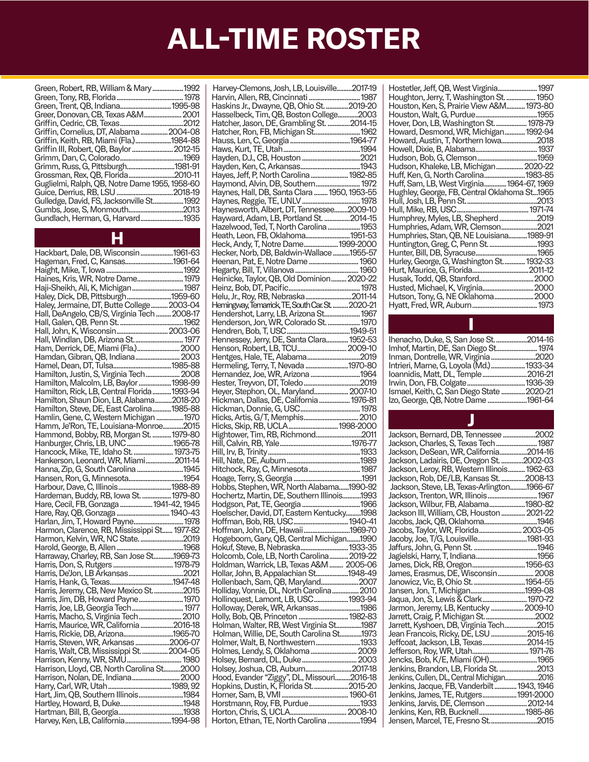# ALL-TIME ROSTER

Green, Robert, RB, William & Mary .................1992
Green, Tony, RB, Florida .......................................1978
Green, Trent, QB, Indiana..............................1995-98
Greer, Donovan, CB, Texas A&M.......................2001
Griffin, Cedric, CB, Texas.....................................2012
Griffin, Cornelius, DT, Alabama ................2004-08
Griffin, Keith, RB, Miami (Fla.).....................1984-88
Griffin III, Robert, QB, Baylor ........................2012-15
Grimm, Dan, C, Colorado.....................................1969
Grimm, Russ, G, Pittsburgh............................1981-91
Grossman, Rex, QB, Florida...........................2010-11
Guglielmi, Ralph, QB, Notre Dame 1955, 1958-60
Guice, Derrius, RB, LSU .................................2018-19
Gulledge, David, FS, Jacksonville St..................1992
Gumbs, Jose, S, Monmouth.................................2013
Gundlach, Herman, G, Harvard.........................1935

## H

Hackbart, Dale, DB, Wisconsin...................1961-63
Hageman, Fred, C, Kansas.............................1961-64
Haight, Mike, T, Iowa .............................................1992
Haines, Kris, WR, Notre Dame...........................1979
Haji-Sheikh, Ali, K, Michigan...............................1987
Haley, Dick, DB, Pittsburgh...........................1959-60
Haley, Jermaine, DT, Butte College..........2003-04
Hall, DeAngelo, CB/S, Virginia Tech .........2008-17
Hall, Galen, QB, Penn St. ......................................1962
Hall, John, K, Wisconsin..............................2003-06
Hall, Windlan, DB, Arizona St. ............................1977
Ham, Derrick, DE, Miami (Fla.).........................2000
Hamdan, Gibran, QB, Indiana...........................2003
Hamel, Dean, DT, Tulsa..................................1985-88
Hamilton, Justin, S, Virginia Tech....................2008
Hamilton, Malcolm, LB, Baylor...................1998-99
Hamilton, Rick, LB, Central Florida...........1993-94
Hamilton, Shaun Dion, LB, Alabama..........2018-20
Hamilton, Steve, DE, East Carolina...........1985-88
Hamlin, Gene, C, Western Michigan ................1970
Hamm, Je'Ron, TE, Louisiana-Monroe............2015
Hammond, Bobby, RB, Morgan St. ...........1979-80
Hanburger, Chris, LB, UNC...........................1965-78
Hancock, Mike, TE, Idaho St. .......................1973-75
Hankerson, Leonard, WR, Miami.................2011-14
Hanna, Zip, G, South Carolina ...........................1945
Hansen, Ron, G, Minnesota.................................1954
Harbour, Dave, C, Illinois...............................1988-89
Hardeman, Buddy, RB, Iowa St. .................1979-80
Hare, Cecil, FB, Gonzaga ..................1941-42, 1945
Hare, Ray, QB, Gonzaga ...............................1940-43
Harlan, Jim, T, Howard Payne.............................1978
Harmon, Clarence, RB, Mississippi St.......1977-82
Harmon, Kelvin, WR, NC State. .........................2019
Harold, George, B, Allen .......................................1968
Harraway, Charley, RB, San Jose St............1969-73
Harris, Don, S, Rutgers ..................................1978-79
Harris, De'Jon, LB Arkansas................................2021
Harris, Hank, G, Texas...................................1947-48
Harris, Jeremy, CB, New Mexico St. .................2015
Harris, Jim, DB, Howard Payne..........................1970
Harris, Joe, LB, Georgia Tech..............................1977
Harris, Macho, S, Virginia Tech.........................2010
Harris, Maurice, WR, California ...................2016-18
Harris, Rickie, DB, Arizona.............................1965-70
Harris, Steven, WR, Arkansas ...................2006-07
Harris, Walt, CB, Mississippi St. ...............2004-05
Harrison, Kenny, WR, SMU.................................1980
Harrison, Lloyd, CB, North Carolina St..........2000
Harrison, Nolan, DE, Indiana............................2000
Harry, Carl, WR, Utah.....................................1989, 92
Hart, Jim, QB, Southern Illinois.........................1984
Hartley, Howard, B, Duke.....................................1948
Hartman, Bill, B, Georgia.....................................1938
Harvey, Ken, LB, California...........................1994-98
Harvey-Clemons, Josh, LB, Louisville.........2017-19
Harvin, Allen, RB, Cincinnati .............................1987
Haskins Jr., Dwayne, QB, Ohio St. .............2019-20
Hasselbeck, Tim, QB, Boston College............2003
Hatcher, Jason, DE, Grambling St. .............2014-15
Hatcher, Ron, FB, Michigan St...........................1962
Hauss, Len, C, Georgia ..................................1964-77
Haws, Kurt, TE, Utah.............................................1994
Hayden, D.J., CB, Houston ..................................2021
Hayden, Ken, C, Arkansas...................................1943
Hayes, Jeff, P, North Carolina......................1982-85
Haymond, Alvin, DB, Southern..........................1972
Haynes, Hall, DB, Santa Clara ........ 1950, 1953-55
Haynes, Reggie, TE, UNLV ..................................1978
Haynesworth, Albert, DT, Tennessee........2009-10
Hayward, Adam, LB, Portland St. ...............2014-15
Hazelwood, Ted, T, North Carolina ...................1953
Heath, Leon, FB, Oklahoma..........................1951-53
Heck, Andy, T, Notre Dame...................1999-2000
Hecker, Norb, DB, Baldwin-Wallace ..........1955-57
Heenan, Pat, E, Notre Dame ..............................1960
Hegarty, Bill, T, Villanova .....................................1960
Heinicke, Taylor, QB, Old Dominion.........2020-22
Heinz, Bob, DT, Pacific...........................................1978
Helu, Jr., Roy, RB, Nebraska...........................2011-14
Hemingway, Temarrick, TE, South Car. St. .........2020-21
Hendershot, Larry, LB, Arizona St.....................1967
Henderson, Jon, WR, Colorado St. ...................1970
Hendren, Bob, T, USC.....................................1949-51
Hennessey, Jerry, DE, Santa Clara.............1952-53
Henson, Robert, LB, TCU............................. 2009-10
Hentges, Hale, TE, Alabama...............................2019
Hermeling, Terry, T, Nevada .........................1970-80
Hernandez, Joe, WR, Arizona .............................1964
Hester, Treyvon, DT, Toledo.................................2019
Heyer, Stephon, OL, Maryland................... 2007-10
Hickman, Dallas, DE, California ..................1976-81
Hickman, Donnie, G, USC...................................1978
Hicks, Artis, G/T, Memphis.................................2010
Hicks, Skip, RB, UCLA............................. 1998-2000
Hightower, Tim, RB, Richmond..........................2011
Hill, Calvin, RB, Yale.........................................1976-77
Hill, Irv, B, Trinity.....................................................1933
Hill, Nate, DE, Auburn...........................................1989
Hitchock, Ray, C, Minnesota ..............................1987
Hoage, Terry, S, Georgia .......................................1991
Hobbs, Stephen, WR, North Alabama......1990-92
Hochertz, Martin, DE, Southern Illinois...........1993
Hodgson, Pat, TE, Georgia .................................1966
Hoelscher, David, DT, Eastern Kentucky.........1998
Hoffman, Bob, RB, USC................................1940-41
Hoffman, John, DE, Hawaii...........................1969-70
Hogeboom, Gary, QB, Central Michigan........1990
Hokuf, Steve, B, Nebraska............................1933-35
Holcomb, Cole, LB, North Carolina..........2019-22
Holdman, Warrick, LB, Texas A&M ........ 2005-06
Hollar, John, B, Appalachian St...................1948-49
Hollenbach, Sam, QB, Maryland......................2007
Holliday, Vonnie, DL, North Carolina...............2010
Hollinquest, Lamont, LB, USC....................1993-94
Holloway, Derek, WR, Arkansas.......................1986
Holly, Bob, QB, Princeton .............................1982-83
Holman, Walter, RB, West Virginia St..............1987
Holman, Willie, DE, South Carolina St............1973
Holmer, Walt, B, Northwestern.........................1933
Holmes, Lendy, S, Oklahoma........................... 2009
Holsey, Bernard, DL, Duke ................................ 2003
Holsey, Joshua, CB, Auburn........................2017-18
Hood, Evander "Ziggy", DL, Missouri.........2016-18
Hopkins, Dustin, K, Florida St....................2015-20
Horner, Sam, B, VMI .....................................1960-61
Horstmann, Roy, FB, Purdue..............................1933
Horton, Chris, S, UCLA................................. 2008-10
Horton, Ethan, TE, North Carolina ...................1994
Hostetler, Jeff, QB, West Virginia.......................1997
Houghton, Jerry, T, Washington St. .................1950
Houston, Ken, S, Prairie View A&M...........1973-80
Houston, Walt, G, Purdue.....................................1955
Hover, Don, LB, Washington St. ..................1978-79
Howard, Desmond, WR, Michigan............1992-94
Howard, Austin, T, Northern Iowa.....................2018
Howell, Dixie, B, Alabama....................................1937
Hudson, Bob, G, Clemson....................................1959
Hudson, Khaleke, LB, Michigan................ 2020-22
Huff, Ken, G, North Carolina........................1983-85
Huff, Sam, LB, West Virginia............1964-67, 1969
Hughley, George, FB, Central Oklahoma St...1965
Hull, Josh, LB, Penn St. .........................................2013
Hull, Mike, RB, USC.......................................... 1971-74
Humphrey, Myles, LB, Shepherd ......................2019
Humphries, Adam, WR, Clemson.....................2021
Humphries, Stan, QB, NE Louisiana...........1989-91
Huntington, Greg, C, Penn St. ............................1993
Hunter, Bill, DB, Syracuse.....................................1965
Hurley, George, G, Washington St.............1932-33
Hurt, Maurice, G, Florida................................2011-12
Husak, Todd, QB, Stanford.................................2000
Husted, Michael, K, Virginia...............................2000
Hutson, Tony, G, NE Oklahoma........................2000
Hyatt, Fred, WR, Auburn.......................................1973

## I

Ihenacho, Duke, S, San Jose St. ...................2014-16
Imhof, Martin, DE, San Diego St........................ 1974
Inman, Dontrelle, WR, Virginia ..........................2020
Intrieri, Marne, G, Loyola (Md.)....................1933-34
Ioannidis, Matt, DL, Temple..........................2016-21
Irwin, Don, FB, Colgate..................................1936-39
Ismael, Keith, C, San Diego State .............2020-21
Izo, George, QB, Notre Dame .......................1961-64

## J

Jackson, Bernard, DB, Tennessee ...................2002
Jackson, Charles, S, Texas Tech .........................1987
Jackson, DeSean, WR, California................2014-16
Jackson, Ladairis, DE, Oregon St. .............2002-03
Jackson, Leroy, RB, Western Illinois...........1962-63
Jackson, Rob, DE/LB, Kansas St. ..............2008-13
Jackson, Steve, LB, Texas-Arlington..........1966-67
Jackson, Trenton, WR, Illinois.............................1967
Jackson, Wilbur, FB, Alabama.....................1980-82
Jackson III, William, CB, Houston ............. 2021-22
Jacobs, Jack, QB, Oklahoma...............................1946
Jacobs, Taylor, WR, Florida........................ 2003-05
Jacoby, Joe, T/G, Louisville.............................1981-93
Jaffurs, John, G, Penn St. .....................................1946
Jagielski, Harry, T, Indiana....................................1956
James, Dick, RB, Oregon...............................1956-63
James, Erasmus, DE, Wisconsin..................... 2008
Janowicz, Vic, B, Ohio St. .............................1954-55
Jansen, Jon, T, Michigan................................1999-08
Jaqua, Jon, S, Lewis & Clark..........................1970-72
Jarmon, Jeremy, LB, Kentucky .................. 2009-10
Jarrett, Craig, P, Michigan St. .............................2002
Jarrett, Kyshoen, DB, Virginia Tech...................2015
Jean Francois, Ricky, DE, LSU .....................2015-16
Jeffcoat, Jackson, LB, Texas..........................2014-15
Jefferson, Roy, WR, Utah................................. 1971-76
Jencks, Bob, K/E, Miami (OH)............................1965
Jenkins, Brandon, LB, Florida St. ......................2013
Jenkins, Cullen, DL, Central Michigan.............2016
Jenkins, Jacque, FB, Vanderbilt............ 1943, 1946
Jenkins, James, TE, Rutgers....................1991-2000
Jenkins, Jarvis, DE, Clemson .........................2012-14
Jenkins, Ken, RB, Bucknell.............................1985-86
Jensen, Marcel, TE, Fresno St.............................2015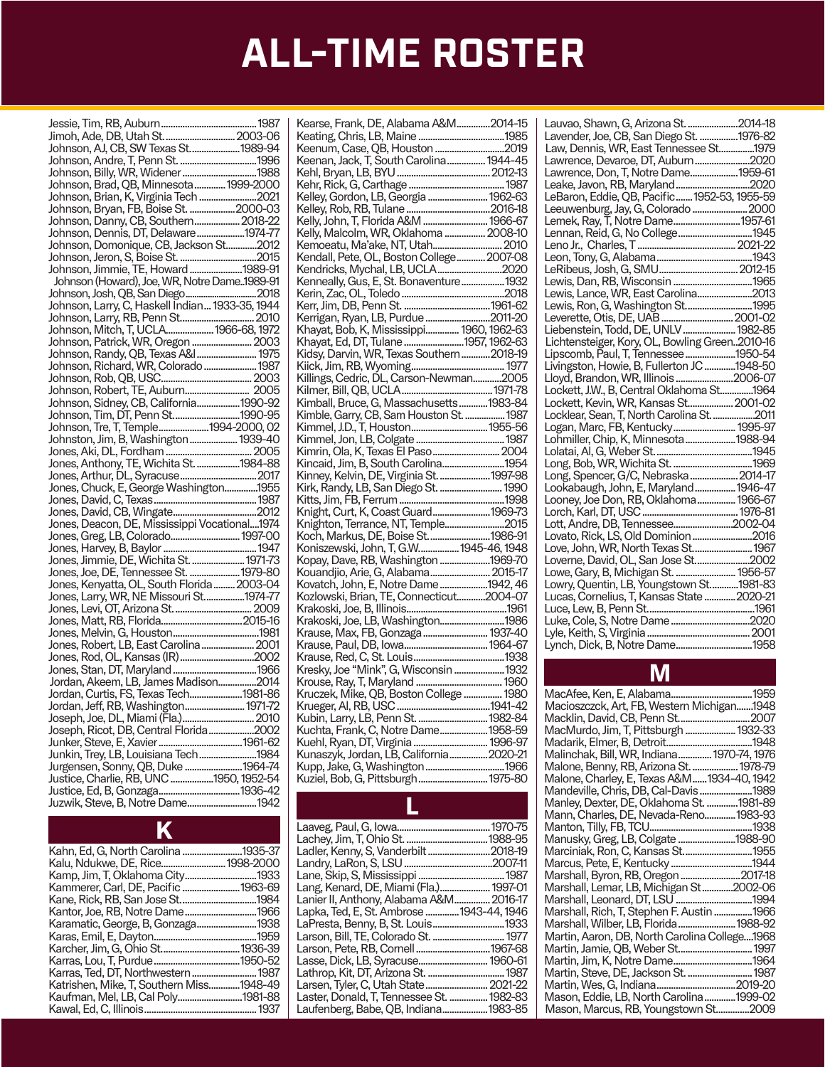# ALL-TIME ROSTER

Jessie, Tim, RB, Auburn ... 1987
Jimoh, Ade, DB, Utah St. ... 2003-06
Johnson, AJ, CB, SW Texas St. ... 1989-94
Johnson, Andre, T, Penn St. ... 1996
Johnson, Billy, WR, Widener ... 1988
Johnson, Brad, QB, Minnesota ... 1999-2000
Johnson, Brian, K, Virginia Tech ... 2021
Johnson, Bryan, FB, Boise St. ... 2000-03
Johnson, Danny, CB, Southern ... 2018-22
Johnson, Dennis, DT, Delaware ... 1974-77
Johnson, Domonique, CB, Jackson St. ... 2012
Johnson, Jeron, S, Boise St. ... 2015
Johnson, Jimmie, TE, Howard ... 1989-91
Johnson (Howard), Joe, WR, Notre Dame ... 1989-91
Johnson, Josh, QB, San Diego ... 2018
Johnson, Larry, C, Haskell Indian ... 1933-35, 1944
Johnson, Larry, RB, Penn St. ... 2010
Johnson, Mitch, T, UCLA ... 1966-68, 1972
Johnson, Patrick, WR, Oregon ... 2003
Johnson, Randy, QB, Texas A&I ... 1975
Johnson, Richard, WR, Colorado ... 1987
Johnson, Rob, QB, USC ... 2003
Johnson, Robert, TE, Auburn ... 2005
Johnson, Sidney, CB, California ... 1990-92
Johnson, Tim, DT, Penn St. ... 1990-95
Johnson, Tre, T, Temple ... 1994-2000, 02
Johnston, Jim, B, Washington ... 1939-40
Jones, Aki, DL, Fordham ... 2005
Jones, Anthony, TE, Wichita St. ... 1984-88
Jones, Arthur, DL, Syracuse ... 2017
Jones, Chuck, E, George Washington ... 1955
Jones, David, C, Texas ... 1987
Jones, David, CB, Wingate ... 2012
Jones, Deacon, DE, Mississippi Vocational ... 1974
Jones, Greg, LB, Colorado ... 1997-00
Jones, Harvey, B, Baylor ... 1947
Jones, Jimmie, DE, Wichita St. ... 1971-73
Jones, Joe, DE, Tennessee St. ... 1979-80
Jones, Kenyatta, OL, South Florida ... 2003-04
Jones, Larry, WR, NE Missouri St. ... 1974-77
Jones, Levi, OT, Arizona St. ... 2009
Jones, Matt, RB, Florida ... 2015-16
Jones, Melvin, G, Houston ... 1981
Jones, Robert, LB, East Carolina ... 2001
Jones, Rod, OL, Kansas (IR) ... 2002
Jones, Stan, DT, Maryland ... 1966
Jordan, Akeem, LB, James Madison ... 2014
Jordan, Curtis, FS, Texas Tech ... 1981-86
Jordan, Jeff, RB, Washington ... 1971-72
Joseph, Joe, DL, Miami (Fla.) ... 2010
Joseph, Ricot, DB, Central Florida ... 2002
Junker, Steve, E, Xavier ... 1961-62
Junkin, Trey, LB, Louisiana Tech ... 1984
Jurgensen, Sonny, QB, Duke ... 1964-74
Justice, Charlie, RB, UNC ... 1950, 1952-54
Justice, Ed, B, Gonzaga ... 1936-42
Juzwik, Steve, B, Notre Dame ... 1942

## K

Kahn, Ed, G, North Carolina ... 1935-37
Kalu, Ndukwe, DE, Rice ... 1998-2000
Kamp, Jim, T, Oklahoma City ... 1933
Kammerer, Carl, DE, Pacific ... 1963-69
Kane, Rick, RB, San Jose St. ... 1984
Kantor, Joe, RB, Notre Dame ... 1966
Karamatic, George, B, Gonzaga ... 1938
Karas, Emil, E, Dayton ... 1959
Karcher, Jim, G, Ohio St. ... 1936-39
Karras, Lou, T, Purdue ... 1950-52
Karras, Ted, DT, Northwestern ... 1987
Katrishen, Mike, T, Southern Miss ... 1948-49
Kaufman, Mel, LB, Cal Poly ... 1981-88
Kawal, Ed, C, Illinois ... 1937
Kearse, Frank, DE, Alabama A&M ... 2014-15
Keating, Chris, LB, Maine ... 1985
Keenum, Case, QB, Houston ... 2019
Keenan, Jack, T, South Carolina ... 1944-45
Kehl, Bryan, LB, BYU ... 2012-13
Kehr, Rick, G, Carthage ... 1987
Kelley, Gordon, LB, Georgia ... 1962-63
Kelley, Rob, RB, Tulane ... 2016-18
Kelly, John, T, Florida A&M ... 1966-67
Kelly, Malcolm, WR, Oklahoma ... 2008-10
Kemoeatu, Ma'ake, NT, Utah ... 2010
Kendall, Pete, OL, Boston College ... 2007-08
Kendricks, Mychal, LB, UCLA ... 2020
Kenneally, Gus, E, St. Bonaventure ... 1932
Kerin, Zac, OL, Toledo ... 2018
Kerr, Jim, DB, Penn St. ... 1961-62
Kerrigan, Ryan, LB, Purdue ... 2011-20
Khayat, Bob, K, Mississippi ... 1960, 1962-63
Khayat, Ed, DT, Tulane ... 1957, 1962-63
Kidsy, Darvin, WR, Texas Southern ... 2018-19
Kiick, Jim, RB, Wyoming ... 1977
Killings, Cedric, DL, Carson-Newman ... 2005
Kilmer, Bill, QB, UCLA ... 1971-78
Kimball, Bruce, G, Massachusetts ... 1983-84
Kimble, Garry, CB, Sam Houston St. ... 1987
Kimmel, J.D., T, Houston ... 1955-56
Kimmel, Jon, LB, Colgate ... 1987
Kimrin, Ola, K, Texas El Paso ... 2004
Kincaid, Jim, B, South Carolina ... 1954
Kinney, Kelvin, DE, Virginia St. ... 1997-98
Kirk, Randy, LB, San Diego St. ... 1990
Kitts, Jim, FB, Ferrum ... 1998
Knight, Curt, K, Coast Guard ... 1969-73
Knighton, Terrance, NT, Temple ... 2015
Koch, Markus, DE, Boise St. ... 1986-91
Koniszewski, John, T, G.W. ... 1945-46, 1948
Kopay, Dave, RB, Washington ... 1969-70
Kouandjio, Arie, G, Alabama ... 2015-17
Kovatch, John, E, Notre Dame ... 1942, 46
Kozlowski, Brian, TE, Connecticut ... 2004-07
Krakoski, Joe, B, Illinois ... 1961
Krakoski, Joe, LB, Washington ... 1986
Krause, Max, FB, Gonzaga ... 1937-40
Krause, Paul, DB, Iowa ... 1964-67
Krause, Red, C, St. Louis ... 1938
Kresky, Joe "Mink", G, Wisconsin ... 1932
Krouse, Ray, T, Maryland ... 1960
Kruczek, Mike, QB, Boston College ... 1980
Krueger, Al, RB, USC ... 1941-42
Kubin, Larry, LB, Penn St. ... 1982-84
Kuchta, Frank, C, Notre Dame ... 1958-59
Kuehl, Ryan, DT, Virginia ... 1996-97
Kunaszyk, Jordan, LB, California ... 2020-21
Kupp, Jake, G, Washington ... 1966
Kuziel, Bob, G, Pittsburgh ... 1975-80

## L

Laaveg, Paul, G, Iowa ... 1970-75
Lachey, Jim, T, Ohio St. ... 1988-95
Ladler, Kenny, S, Vanderbilt ... 2018-19
Landry, LaRon, S, LSU ... 2007-11
Lane, Skip, S, Mississippi ... 1987
Lang, Kenard, DE, Miami (Fla.) ... 1997-01
Lanier II, Anthony, DL, Alabama A&M ... 2016-17
Lapka, Ted, E, St. Ambrose ... 1943-44, 1946
LaPresta, Benny, B, St. Louis ... 1933
Larson, Bill, TE, Colorado St. ... 1977
Larson, Pete, RB, Cornell ... 1967-68
Lasse, Dick, LB, Syracuse ... 1960-61
Lathrop, Kit, DT, Arizona St. ... 1987
Larsen, Tyler, C, Utah State ... 2021-22
Laster, Donald, T, Tennessee St. ... 1982-83
Laufenberg, Babe, QB, Indiana ... 1983-85
Lauvao, Shawn, G, Arizona St. ... 2014-18
Lavender, Joe, CB, San Diego St. ... 1976-82
Law, Dennis, WR, East Tennessee St. ... 1979
Lawrence, Devaroe, DT, Auburn ... 2020
Lawrence, Don, T, Notre Dame ... 1959-61
Leake, Javon, RB, Maryland ... 2020
LeBaron, Eddie, QB, Pacific ... 1952-53, 1955-59
Leeuwenburg, Jay, G, Colorado ... 2000
Lemek, Ray, T, Notre Dame ... 1957-61
Lennan, Reid, G, No College ... 1945
Leno Jr., Charles, T ... 2021-22
Leon, Tony, G, Alabama ... 1943
LeRibeus, Josh, G, SMU ... 2012-15
Lewis, Dan, RB, Wisconsin ... 1965
Lewis, Lance, WR, East Carolina ... 2013
Lewis, Ron, G, Washington St. ... 1995
Leverette, Otis, DE, UAB ... 2001-02
Liebenstein, Todd, DE, UNLV ... 1982-85
Lichtensteiger, Kory, OL, Bowling Green ... 2010-16
Lipscomb, Paul, T, Tennessee ... 1950-54
Livingston, Howie, B, Fullerton JC ... 1948-50
Lloyd, Brandon, WR, Illinois ... 2006-07
Lockett, J.W., B, Central Oklahoma St. ... 1964
Lockett, Kevin, WR, Kansas St. ... 2001-02
Locklear, Sean, T, North Carolina St. ... 2011
Logan, Marc, FB, Kentucky ... 1995-97
Lohmiller, Chip, K, Minnesota ... 1988-94
Lolatai, Al, G, Weber St. ... 1945
Long, Bob, WR, Wichita St. ... 1969
Long, Spencer, G/C, Nebraska ... 2014-17
Lookabaugh, John, E, Maryland ... 1946-47
Looney, Joe Don, RB, Oklahoma ... 1966-67
Lorch, Karl, DT, USC ... 1976-81
Lott, Andre, DB, Tennessee ... 2002-04
Lovato, Rick, LS, Old Dominion ... 2016
Love, John, WR, North Texas St. ... 1967
Loverne, David, OL, San Jose St. ... 2002
Lowe, Gary, B, Michigan St. ... 1956-57
Lowry, Quentin, LB, Youngstown St. ... 1981-83
Lucas, Cornelius, T, Kansas State ... 2020-21
Luce, Lew, B, Penn St. ... 1961
Luke, Cole, S, Notre Dame ... 2020
Lyle, Keith, S, Virginia ... 2001
Lynch, Dick, B, Notre Dame ... 1958

## M

MacAfee, Ken, E, Alabama ... 1959
Macioszczck, Art, FB, Western Michigan ... 1948
Macklin, David, CB, Penn St. ... 2007
MacMurdo, Jim, T, Pittsburgh ... 1932-33
Madarik, Elmer, B, Detroit ... 1948
Malinchak, Bill, WR, Indiana ... 1970-74, 1976
Malone, Benny, RB, Arizona St. ... 1978-79
Malone, Charley, E, Texas A&M ... 1934-40, 1942
Mandeville, Chris, DB, Cal-Davis ... 1989
Manley, Dexter, DE, Oklahoma St. ... 1981-89
Mann, Charles, DE, Nevada-Reno ... 1983-93
Manton, Tilly, FB, TCU ... 1938
Manusky, Greg, LB, Colgate ... 1988-90
Marciniak, Ron, C, Kansas St. ... 1955
Marcus, Pete, E, Kentucky ... 1944
Marshall, Byron, RB, Oregon ... 2017-18
Marshall, Lemar, LB, Michigan St ... 2002-06
Marshall, Leonard, DT, LSU ... 1994
Marshall, Rich, T, Stephen F. Austin ... 1966
Marshall, Wilber, LB, Florida ... 1988-92
Martin, Aaron, DB, North Carolina College ... 1968
Martin, Jamie, QB, Weber St. ... 1997
Martin, Jim, K, Notre Dame ... 1964
Martin, Steve, DE, Jackson St. ... 1987
Martin, Wes, G, Indiana ... 2019-20
Mason, Eddie, LB, North Carolina ... 1999-02
Mason, Marcus, RB, Youngstown St. ... 2009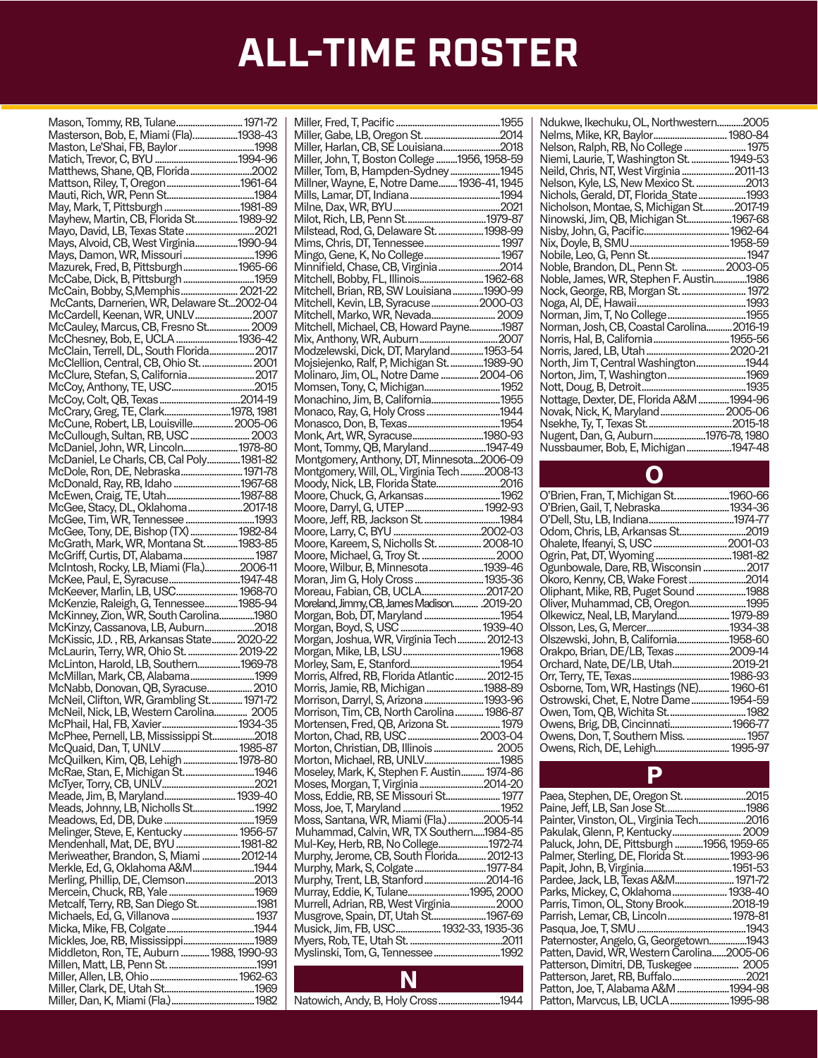# ALL-TIME ROSTER

Mason, Tommy, RB, Tulane....1971-72
Masterson, Bob, E, Miami (Fla)....1938-43
Maston, Le'Shai, FB, Baylor....1998
Matich, Trevor, C, BYU....1994-96
Matthews, Shane, QB, Florida....2002
Mattson, Riley, T, Oregon....1961-64
Mauti, Rich, WR, Penn St....1984
May, Mark, T, Pittsburgh....1981-89
Mayhew, Martin, CB, Florida St....1989-92
Mayo, David, LB, Texas State....2021
Mays, Alvoid, CB, West Virginia....1990-94
Mays, Damon, WR, Missouri....1996
Mazurek, Fred, B, Pittsburgh....1965-66
McCabe, Dick, B, Pittsburgh....1959
McCain, Bobby, S,Memphis....2021-22
McCants, Darnerien, WR, Delaware St...2002-04
McCardell, Keenan, WR, UNLV....2007
McCauley, Marcus, CB, Fresno St....2009
McChesney, Bob, E, UCLA....1936-42
McClain, Terrell, DL, South Florida....2017
McClellion, Central, CB, Ohio St....2001
McClure, Stefan, S, California....2017
McCoy, Anthony, TE, USC....2015
McCoy, Colt, QB, Texas....2014-19
McCrary, Greg, TE, Clark....1978, 1981
McCune, Robert, LB, Louisville....2005-06
McCullough, Sultan, RB, USC....2003
McDaniel, John, WR, Lincoln....1978-80
McDaniel, Le Charls, CB, Cal Poly....1981-82
McDole, Ron, DE, Nebraska....1971-78
McDonald, Ray, RB, Idaho....1967-68
McEwen, Craig, TE, Utah....1987-88
McGee, Stacy, DL, Oklahoma....2017-18
McGee, Tim, WR, Tennessee....1993
McGee, Tony, DE, Bishop (TX)....1982-84
McGrath, Mark, WR, Montana St....1983-85
McGriff, Curtis, DT, Alabama....1987
McIntosh, Rocky, LB, Miami (Fla.)....2006-11
McKee, Paul, E, Syracuse....1947-48
McKeever, Marlin, LB, USC....1968-70
McKenzie, Raleigh, G, Tennessee....1985-94
McKinney, Zion, WR, South Carolina....1980
McKinzy, Cassanova, LB, Auburn....2018
McKissic, J.D. , RB, Arkansas State....2020-22
McLaurin, Terry, WR, Ohio St....2019-22
McLinton, Harold, LB, Southern....1969-78
McMillan, Mark, CB, Alabama....1999
McNabb, Donovan, QB, Syracuse....2010
McNeil, Clifton, WR, Grambling St....1971-72
McNeil, Nick, LB, Western Carolina....2005
McPhail, Hal, FB, Xavier....1934-35
McPhee, Pernell, LB, Mississippi St....2018
McQuaid, Dan, T, UNLV....1985-87
McQuilken, Kim, QB, Lehigh....1978-80
McRae, Stan, E, Michigan St....1946
McTyer, Torry, CB, UNLV....2021
Meade, Jim, B, Maryland....1939-40
Meads, Johnny, LB, Nicholls St....1992
Meadows, Ed, DB, Duke....1959
Melinger, Steve, E, Kentucky....1956-57
Mendenhall, Mat, DE, BYU....1981-82
Meriweather, Brandon, S, Miami....2012-14
Merkle, Ed, G, Oklahoma A&M....1944
Merling, Phillip, DE, Clemson....2013
Mercein, Chuck, RB, Yale....1969
Metcalf, Terry, RB, San Diego St....1981
Michaels, Ed, G, Villanova....1937
Micka, Mike, FB, Colgate....1944
Mickles, Joe, RB, Mississippi....1989
Middleton, Ron, TE, Auburn....1988, 1990-93
Millen, Matt, LB, Penn St....1991
Miller, Allen, LB, Ohio....1962-63
Miller, Clark, DE, Utah St....1969
Miller, Dan, K, Miami (Fla.)....1982
Miller, Fred, T, Pacific....1955
Miller, Gabe, LB, Oregon St....2014
Miller, Harlan, CB, SE Louisiana....2018
Miller, John, T, Boston College....1956, 1958-59
Miller, Tom, B, Hampden-Sydney....1945
Millner, Wayne, E, Notre Dame....1936-41, 1945
Mills, Lamar, DT, Indiana....1994
Milne, Dax, WR, BYU....2021
Milot, Rich, LB, Penn St....1979-87
Milstead, Rod, G, Delaware St....1998-99
Mims, Chris, DT, Tennessee....1997
Mingo, Gene, K, No College....1967
Minnifield, Chase, CB, Virginia....2014
Mitchell, Bobby, FL, Illinois....1962-68
Mitchell, Brian, RB, SW Louisiana....1990-99
Mitchell, Kevin, LB, Syracuse....2000-03
Mitchell, Marko, WR, Nevada....2009
Mitchell, Michael, CB, Howard Payne....1987
Mix, Anthony, WR, Auburn....2007
Modzelewski, Dick, DT, Maryland....1953-54
Mojsiejenko, Ralf, P, Michigan St....1989-90
Molinaro, Jim, OL, Notre Dame....2004-06
Momsen, Tony, C, Michigan....1952
Monachino, Jim, B, California....1955
Monaco, Ray, G, Holy Cross....1944
Monasco, Don, B, Texas....1954
Monk, Art, WR, Syracuse....1980-93
Mont, Tommy, QB, Maryland....1947-49
Montgomery, Anthony, DT, Minnesota...2006-09
Montgomery, Will, OL, Virginia Tech....2008-13
Moody, Nick, LB, Florida State....2016
Moore, Chuck, G, Arkansas....1962
Moore, Darryl, G, UTEP....1992-93
Moore, Jeff, RB, Jackson St....1984
Moore, Larry, C, BYU....2002-03
Moore, Kareem, S, Nicholls St....2008-10
Moore, Michael, G, Troy St....2000
Moore, Wilbur, B, Minnesota....1939-46
Moran, Jim G, Holy Cross....1935-36
Moreau, Fabian, CB, UCLA....2017-20
Moreland, Jimmy, CB, James Madison....2019-20
Morgan, Bob, DT, Maryland....1954
Morgan, Boyd, S, USC....1939-40
Morgan, Joshua, WR, Virginia Tech....2012-13
Morgan, Mike, LB, LSU....1968
Morley, Sam, E, Stanford....1954
Morris, Alfred, RB, Florida Atlantic....2012-15
Morris, Jamie, RB, Michigan....1988-89
Morrison, Darryl, S, Arizona....1993-96
Morrison, Tim, CB, North Carolina....1986-87
Mortensen, Fred, QB, Arizona St....1979
Morton, Chad, RB, USC....2003-04
Morton, Christian, DB, Illinois....2005
Morton, Michael, RB, UNLV....1985
Moseley, Mark, K, Stephen F. Austin....1974-86
Moses, Morgan, T, Virginia....2014-20
Moss, Eddie, RB, SE Missouri St....1977
Moss, Joe, T, Maryland....1952
Moss, Santana, WR, Miami (Fla.)....2005-14
Muhammad, Calvin, WR, TX Southern....1984-85
Mul-Key, Herb, RB, No College....1972-74
Murphy, Jerome, CB, South Florida....2012-13
Murphy, Mark, S, Colgate....1977-84
Murphy, Trent, LB, Stanford....2014-16
Murray, Eddie, K, Tulane....1995, 2000
Murrell, Adrian, RB, West Virginia....2000
Musgrove, Spain, DT, Utah St....1967-69
Musick, Jim, FB, USC....1932-33, 1935-36
Myers, Rob, TE, Utah St....2011
Myslinski, Tom, G, Tennessee....1992

## N

Natowich, Andy, B, Holy Cross....1944
Ndukwe, Ikechuku, OL, Northwestern....2005
Nelms, Mike, KR, Baylor....1980-84
Nelson, Ralph, RB, No College....1975
Niemi, Laurie, T, Washington St....1949-53
Neild, Chris, NT, West Virginia....2011-13
Nelson, Kyle, LS, New Mexico St....2013
Nichols, Gerald, DT, Florida State....1993
Nicholson, Montae, S, Michigan St....2017-19
Ninowski, Jim, QB, Michigan St....1967-68
Nisby, John, G, Pacific....1962-64
Nix, Doyle, B, SMU....1958-59
Nobile, Leo, G, Penn St....1947
Noble, Brandon, DL, Penn St....2003-05
Noble, James, WR, Stephen F. Austin....1986
Nock, George, RB, Morgan St....1972
Noga, Al, DE, Hawaii....1993
Norman, Jim, T, No College....1955
Norman, Josh, CB, Coastal Carolina....2016-19
Norris, Hal, B, California....1955-56
Norris, Jared, LB, Utah....2020-21
North, Jim T, Central Washington....1944
Norton, Jim, T, Washington....1969
Nott, Doug, B, Detroit....1935
Nottage, Dexter, DE, Florida A&M....1994-96
Novak, Nick, K, Maryland....2005-06
Nsekhe, Ty, T, Texas St....2015-18
Nugent, Dan, G, Auburn....1976-78, 1980
Nussbaumer, Bob, E, Michigan....1947-48

## O

O'Brien, Fran, T, Michigan St....1960-66
O'Brien, Gail, T, Nebraska....1934-36
O'Dell, Stu, LB, Indiana....1974-77
Odom, Chris, LB, Arkansas St....2019
Ohalete, Ifeanyi, S, USC....2001-03
Ogrin, Pat, DT, Wyoming....1981-82
Ogunbowale, Dare, RB, Wisconsin....2017
Okoro, Kenny, CB, Wake Forest....2014
Oliphant, Mike, RB, Puget Sound....1988
Oliver, Muhammad, CB, Oregon....1995
Olkewicz, Neal, LB, Maryland....1979-89
Olsson, Les, G, Mercer....1934-38
Olszewski, John, B, California....1958-60
Orakpo, Brian, DE/LB, Texas....2009-14
Orchard, Nate, DE/LB, Utah....2019-21
Orr, Terry, TE, Texas....1986-93
Osborne, Tom, WR, Hastings (NE)....1960-61
Ostrowski, Chet, E, Notre Dame....1954-59
Owen, Tom, QB, Wichita St....1982
Owens, Brig, DB, Cincinnati....1966-77
Owens, Don, T, Southern Miss....1957
Owens, Rich, DE, Lehigh....1995-97

## P

Paea, Stephen, DE, Oregon St....2015
Paine, Jeff, LB, San Jose St....1986
Painter, Vinston, OL, Virginia Tech....2016
Pakulak, Glenn, P, Kentucky....2009
Paluck, John, DE, Pittsburgh....1956, 1959-65
Palmer, Sterling, DE, Florida St....1993-96
Papit, John, B, Virginia....1951-53
Pardee, Jack, LB, Texas A&M....1971-72
Parks, Mickey, C, Oklahoma....1938-40
Parris, Timon, OL, Stony Brook....2018-19
Parrish, Lemar, CB, Lincoln....1978-81
Pasqua, Joe, T, SMU....1943
Paternoster, Angelo, G, Georgetown....1943
Patten, David, WR, Western Carolina....2005-06
Patterson, Dimitri, DB, Tuskegee....2005
Patterson, Jaret, RB, Buffalo....2021
Patton, Joe, T, Alabama A&M....1994-98
Patton, Marvcus, LB, UCLA....1995-98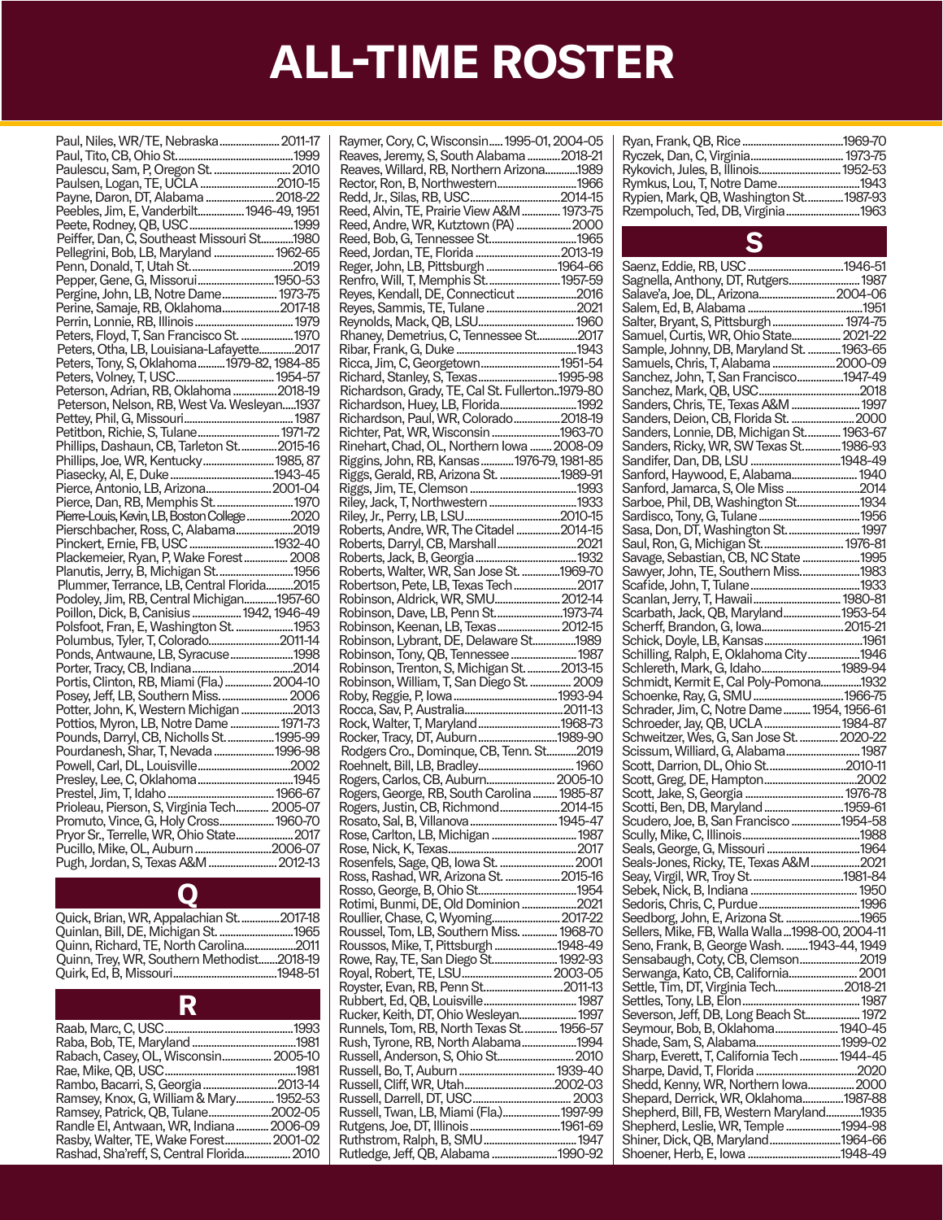# ALL-TIME ROSTER

Paul, Niles, WR/TE, Nebraska ...... 2011-17
Paul, Tito, CB, Ohio St. ...... 1999
Paulescu, Sam, P, Oregon St. ...... 2010
Paulsen, Logan, TE, UCLA ...... 2010-15
Payne, Daron, DT, Alabama ...... 2018-22
Peebles, Jim, E, Vanderbilt ...... 1946-49, 1951
Peete, Rodney, QB, USC ...... 1999
Peiffer, Dan, C, Southeast Missouri St. ...... 1980
Pellegrini, Bob, LB, Maryland ...... 1962-65
Penn, Donald, T, Utah St. ...... 2019
Pepper, Gene, G, Missouri ...... 1950-53
Pergine, John, LB, Notre Dame ...... 1973-75
Perine, Samaje, RB, Oklahoma ...... 2017-18
Perrin, Lonnie, RB, Illinois ...... 1979
Peters, Floyd, T, San Francisco St. ...... 1970
Peters, Otha, LB, Louisiana-Lafayette ...... 2017
Peters, Tony, S, Oklahoma ...... 1979-82, 1984-85
Peters, Volney, T, USC ...... 1954-57
Peterson, Adrian, RB, Oklahoma ...... 2018-19
Peterson, Nelson, RB, West Va. Wesleyan ...... 1937
Pettey, Phil, G, Missouri ...... 1987
Petitbon, Richie, S, Tulane ...... 1971-72
Phillips, Dashaun, CB, Tarleton St. ...... 2015-16
Phillips, Joe, WR, Kentucky ...... 1985, 87
Piasecky, Al, E, Duke ...... 1943-45
Pierce, Antonio, LB, Arizona ...... 2001-04
Pierce, Dan, RB, Memphis St. ...... 1970
Pierre-Louis, Kevin, LB, Boston College ...... 2020
Pierschbacher, Ross, C, Alabama ...... 2019
Pinckert, Ernie, FB, USC ...... 1932-40
Plackemeier, Ryan, P, Wake Forest ...... 2008
Planutis, Jerry, B, Michigan St. ...... 1956
Plummer, Terrance, LB, Central Florida ...... 2015
Podoley, Jim, RB, Central Michigan ...... 1957-60
Poillon, Dick, B, Canisius ...... 1942, 1946-49
Polsfoot, Fran, E, Washington St. ...... 1953
Polumbus, Tyler, T, Colorado ...... 2011-14
Ponds, Antwaune, LB, Syracuse ...... 1998
Porter, Tracy, CB, Indiana ...... 2014
Portis, Clinton, RB, Miami (Fla.) ...... 2004-10
Posey, Jeff, LB, Southern Miss. ...... 2006
Potter, John, K, Western Michigan ...... 2013
Pottios, Myron, LB, Notre Dame ...... 1971-73
Pounds, Darryl, CB, Nicholls St. ...... 1995-99
Pourdanesh, Shar, T, Nevada ...... 1996-98
Powell, Carl, DL, Louisville ...... 2002
Presley, Lee, C, Oklahoma ...... 1945
Prestel, Jim, T, Idaho ...... 1966-67
Prioleau, Pierson, S, Virginia Tech ...... 2005-07
Promuto, Vince, G, Holy Cross ...... 1960-70
Pryor Sr., Terrelle, WR, Ohio State ...... 2017
Pucillo, Mike, OL, Auburn ...... 2006-07
Pugh, Jordan, S, Texas A&M ...... 2012-13

## Q

Quick, Brian, WR, Appalachian St. ...... 2017-18
Quinlan, Bill, DE, Michigan St. ...... 1965
Quinn, Richard, TE, North Carolina ...... 2011
Quinn, Trey, WR, Southern Methodist ...... 2018-19
Quirk, Ed, B, Missouri ...... 1948-51

## R

Raab, Marc, C, USC ...... 1993
Raba, Bob, TE, Maryland ...... 1981
Rabach, Casey, OL, Wisconsin ...... 2005-10
Rae, Mike, QB, USC ...... 1981
Rambo, Bacarri, S, Georgia ...... 2013-14
Ramsey, Knox, G, William & Mary ...... 1952-53
Ramsey, Patrick, QB, Tulane ...... 2002-05
Randle El, Antwaan, WR, Indiana ...... 2006-09
Rasby, Walter, TE, Wake Forest ...... 2001-02
Rashad, Sha'reff, S, Central Florida ...... 2010
Raymer, Cory, C, Wisconsin ...... 1995-01, 2004-05
Reaves, Jeremy, S, South Alabama ...... 2018-21
Reaves, Willard, RB, Northern Arizona ...... 1989
Rector, Ron, B, Northwestern ...... 1966
Redd, Jr., Silas, RB, USC ...... 2014-15
Reed, Alvin, TE, Prairie View A&M ...... 1973-75
Reed, Andre, WR, Kutztown (PA) ...... 2000
Reed, Bob, G, Tennessee St. ...... 1965
Reed, Jordan, TE, Florida ...... 2013-19
Reger, John, LB, Pittsburgh ...... 1964-66
Renfro, Will, T, Memphis St. ...... 1957-59
Reyes, Kendall, DE, Connecticut ...... 2016
Reyes, Sammis, TE, Tulane ...... 2021
Reynolds, Mack, QB, LSU ...... 1960
Rhaney, Demetrius, C, Tennessee St. ...... 2017
Ribar, Frank, G, Duke ...... 1943
Ricca, Jim, C, Georgetown ...... 1951-54
Richard, Stanley, S, Texas ...... 1995-98
Richardson, Grady, TE, Cal St. Fullerton ...... 1979-80
Richardson, Huey, LB, Florida ...... 1992
Richardson, Paul, WR, Colorado ...... 2018-19
Richter, Pat, WR, Wisconsin ...... 1963-70
Rinehart, Chad, OL, Northern Iowa ...... 2008-09
Riggins, John, RB, Kansas ...... 1976-79, 1981-85
Riggs, Gerald, RB, Arizona St. ...... 1989-91
Riggs, Jim, TE, Clemson ...... 1993
Riley, Jack, T, Northwestern ...... 1933
Riley, Jr., Perry, LB, LSU ...... 2010-15
Roberts, Andre, WR, The Citadel ...... 2014-15
Roberts, Darryl, CB, Marshall ...... 2021
Roberts, Jack, B, Georgia ...... 1932
Roberts, Walter, WR, San Jose St. ...... 1969-70
Robertson, Pete, LB, Texas Tech ...... 2017
Robinson, Aldrick, WR, SMU ...... 2012-14
Robinson, Dave, LB, Penn St. ...... 1973-74
Robinson, Keenan, LB, Texas ...... 2012-15
Robinson, Lybrant, DE, Delaware St. ...... 1989
Robinson, Tony, QB, Tennessee ...... 1987
Robinson, Trenton, S, Michigan St. ...... 2013-15
Robinson, William, T, San Diego St. ...... 2009
Roby, Reggie, P, Iowa ...... 1993-94
Rocca, Sav, P, Australia ...... 2011-13
Rock, Walter, T, Maryland ...... 1968-73
Rocker, Tracy, DT, Auburn ...... 1989-90
Rodgers Cro., Dominque, CB, Tenn. St. ...... 2019
Roehnelt, Bill, LB, Bradley ...... 1960
Rogers, Carlos, CB, Auburn ...... 2005-10
Rogers, George, RB, South Carolina ...... 1985-87
Rogers, Justin, CB, Richmond ...... 2014-15
Rosato, Sal, B, Villanova ...... 1945-47
Rose, Carlton, LB, Michigan ...... 1987
Rose, Nick, K, Texas ...... 2017
Rosenfels, Sage, QB, Iowa St. ...... 2001
Ross, Rashad, WR, Arizona St. ...... 2015-16
Rosso, George, B, Ohio St. ...... 1954
Rotimi, Bunmi, DE, Old Dominion ...... 2021
Roullier, Chase, C, Wyoming ...... 2017-22
Roussel, Tom, LB, Southern Miss. ...... 1968-70
Roussos, Mike, T, Pittsburgh ...... 1948-49
Rowe, Ray, TE, San Diego St. ...... 1992-93
Royal, Robert, TE, LSU ...... 2003-05
Royster, Evan, RB, Penn St. ...... 2011-13
Rubbert, Ed, QB, Louisville ...... 1987
Rucker, Keith, DT, Ohio Wesleyan ...... 1997
Runnels, Tom, RB, North Texas St. ...... 1956-57
Rush, Tyrone, RB, North Alabama ...... 1994
Russell, Anderson, S, Ohio St. ...... 2010
Russell, Bo, T, Auburn ...... 1939-40
Russell, Cliff, WR, Utah ...... 2002-03
Russell, Darrell, DT, USC ...... 2003
Russell, Twan, LB, Miami (Fla.) ...... 1997-99
Rutgens, Joe, DT, Illinois ...... 1961-69
Ruthstrom, Ralph, B, SMU ...... 1947
Rutledge, Jeff, QB, Alabama ...... 1990-92
Ryan, Frank, QB, Rice ...... 1969-70
Ryczek, Dan, C, Virginia ...... 1973-75
Rykovich, Jules, B, Illinois ...... 1952-53
Rymkus, Lou, T, Notre Dame ...... 1943
Rypien, Mark, QB, Washington St. ...... 1987-93
Rzempoluch, Ted, DB, Virginia ...... 1963

## S

Saenz, Eddie, RB, USC ...... 1946-51
Sagnella, Anthony, DT, Rutgers ...... 1987
Salave'a, Joe, DL, Arizona ...... 2004-06
Salem, Ed, B, Alabama ...... 1951
Salter, Bryant, S, Pittsburgh ...... 1974-75
Samuel, Curtis, WR, Ohio State ...... 2021-22
Sample, Johnny, DB, Maryland St. ...... 1963-65
Samuels, Chris, T, Alabama ...... 2000-09
Sanchez, John, T, San Francisco ...... 1947-49
Sanchez, Mark, QB, USC ...... 2018
Sanders, Chris, TE, Texas A&M ...... 1997
Sanders, Deion, CB, Florida St. ...... 2000
Sanders, Lonnie, DB, Michigan St. ...... 1963-67
Sanders, Ricky, WR, SW Texas St. ...... 1986-93
Sandifer, Dan, DB, LSU ...... 1948-49
Sanford, Haywood, E, Alabama ...... 1940
Sanford, Jamarca, S, Ole Miss ...... 2014
Sarboe, Phil, DB, Washington St. ...... 1934
Sardisco, Tony, G, Tulane ...... 1956
Sasa, Don, DT, Washington St. ...... 1997
Saul, Ron, G, Michigan St. ...... 1976-81
Savage, Sebastian, CB, NC State ...... 1995
Sawyer, John, TE, Southern Miss. ...... 1983
Scafide, John, T, Tulane ...... 1933
Scanlan, Jerry, T, Hawaii ...... 1980-81
Scarbath, Jack, QB, Maryland ...... 1953-54
Scherff, Brandon, G, Iowa ...... 2015-21
Schick, Doyle, LB, Kansas ...... 1961
Schilling, Ralph, E, Oklahoma City ...... 1946
Schlereth, Mark, G, Idaho ...... 1989-94
Schmidt, Kermit E, Cal Poly-Pomona ...... 1932
Schoenke, Ray, G, SMU ...... 1966-75
Schrader, Jim, C, Notre Dame ...... 1954, 1956-61
Schroeder, Jay, QB, UCLA ...... 1984-87
Schweitzer, Wes, G, San Jose St. ...... 2020-22
Scissum, Williard, G, Alabama ...... 1987
Scott, Darrion, DL, Ohio St. ...... 2010-11
Scott, Greg, DE, Hampton ...... 2002
Scott, Jake, S, Georgia ...... 1976-78
Scotti, Ben, DB, Maryland ...... 1959-61
Scudero, Joe, B, San Francisco ...... 1954-58
Scully, Mike, C, Illinois ...... 1988
Seals, George, G, Missouri ...... 1964
Seals-Jones, Ricky, TE, Texas A&M ...... 2021
Seay, Virgil, WR, Troy St. ...... 1981-84
Sebek, Nick, B, Indiana ...... 1950
Sedoris, Chris, C, Purdue ...... 1996
Seedborg, John, E, Arizona St. ...... 1965
Sellers, Mike, FB, Walla Walla ...... 1998-00, 2004-11
Seno, Frank, B, George Wash. ...... 1943-44, 1949
Sensabaugh, Coty, CB, Clemson ...... 2019
Serwanga, Kato, CB, California ...... 2001
Settle, Tim, DT, Virginia Tech ...... 2018-21
Settles, Tony, LB, Elon ...... 1987
Severson, Jeff, DB, Long Beach St. ...... 1972
Seymour, Bob, B, Oklahoma ...... 1940-45
Shade, Sam, S, Alabama ...... 1999-02
Sharp, Everett, T, California Tech ...... 1944-45
Sharpe, David, T, Florida ...... 2020
Shedd, Kenny, WR, Northern Iowa ...... 2000
Shepard, Derrick, WR, Oklahoma ...... 1987-88
Shepherd, Bill, FB, Western Maryland ...... 1935
Shepherd, Leslie, WR, Temple ...... 1994-98
Shiner, Dick, QB, Maryland ...... 1964-66
Shoener, Herb, E, Iowa ...... 1948-49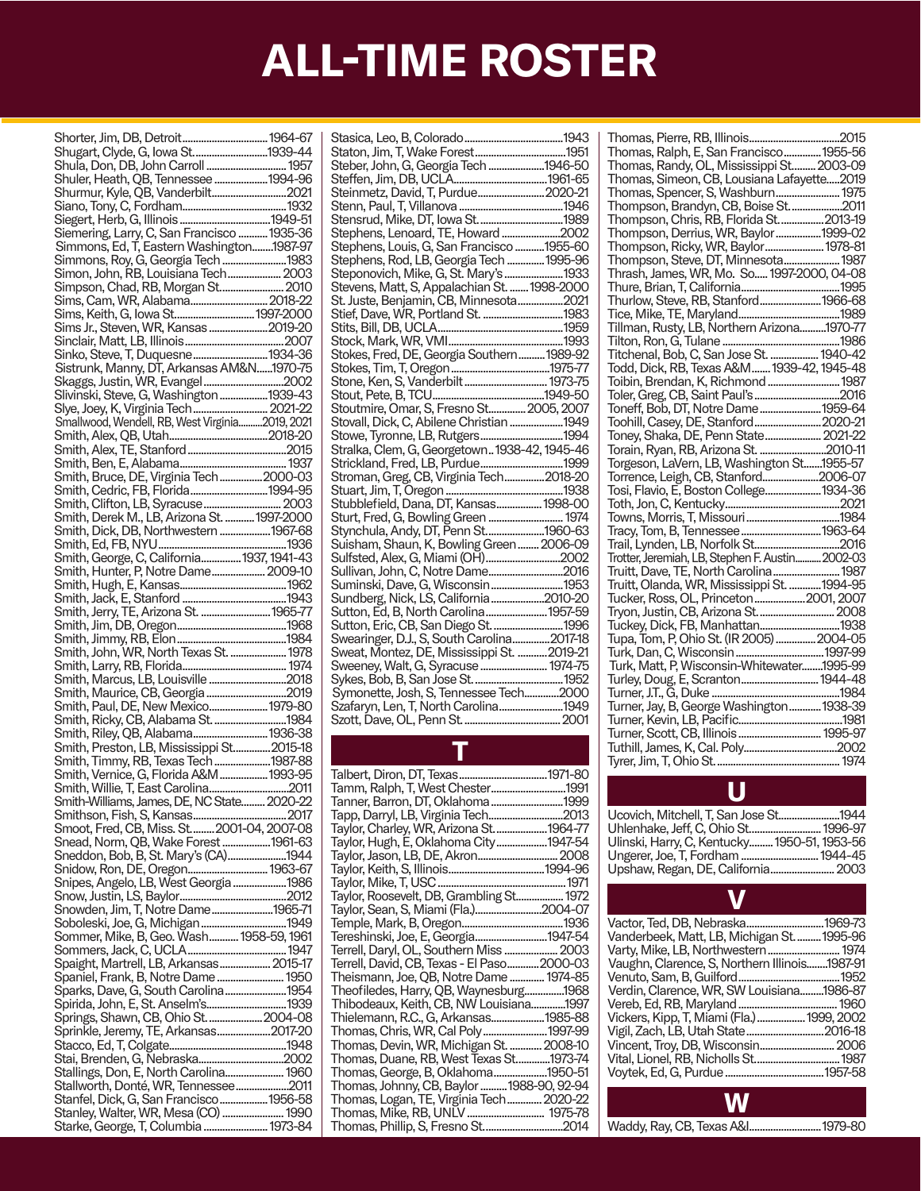# ALL-TIME ROSTER

Shorter, Jim, DB, Detroit....................1964-67
Shugart, Clyde, G, Iowa St....................1939-44
Shula, Don, DB, John Carroll....................1957
Shuler, Heath, QB, Tennessee....................1994-96
Shurmur, Kyle, QB, Vanderbilt....................2021
Siano, Tony, C, Fordham....................1932
Siegert, Herb, G, Illinois....................1949-51
Siemering, Larry, C, San Francisco....................1935-36
Simmons, Ed, T, Eastern Washington....................1987-97
Simmons, Roy, G, Georgia Tech....................1983
Simon, John, RB, Louisiana Tech....................2003
Simpson, Chad, RB, Morgan St....................2010
Sims, Cam, WR, Alabama....................2018-22
Sims, Keith, G, Iowa St....................1997-2000
Sims Jr., Steven, WR, Kansas....................2019-20
Sinclair, Matt, LB, Illinois....................2007
Sinko, Steve, T, Duquesne....................1934-36
Sistrunk, Manny, DT, Arkansas AM&N....................1970-75
Skaggs, Justin, WR, Evangel....................2002
Slivinski, Steve, G, Washington....................1939-43
Slye, Joey, K, Virginia Tech....................2021-22
Smallwood, Wendell, RB, West Virginia....................2019, 2021
Smith, Alex, QB, Utah....................2018-20
Smith, Alex, TE, Stanford....................2015
Smith, Ben, E, Alabama....................1937
Smith, Bruce, DE, Virginia Tech....................2000-03
Smith, Cedric, FB, Florida....................1994-95
Smith, Clifton, LB, Syracuse....................2003
Smith, Derek M., LB, Arizona St....................1997-2000
Smith, Dick, DB, Northwestern....................1967-68
Smith, Ed, FB, NYU....................1936
Smith, George, C, California....................1937, 1941-43
Smith, Hunter, P, Notre Dame....................2009-10
Smith, Hugh, E, Kansas....................1962
Smith, Jack, E, Stanford....................1943
Smith, Jerry, TE, Arizona St....................1965-77
Smith, Jim, DB, Oregon....................1968
Smith, Jimmy, RB, Elon....................1984
Smith, John, WR, North Texas St....................1978
Smith, Larry, RB, Florida....................1974
Smith, Marcus, LB, Louisville....................2018
Smith, Maurice, CB, Georgia....................2019
Smith, Paul, DE, New Mexico....................1979-80
Smith, Ricky, CB, Alabama St....................1984
Smith, Riley, QB, Alabama....................1936-38
Smith, Preston, LB, Mississippi St....................2015-18
Smith, Timmy, RB, Texas Tech....................1987-88
Smith, Vernice, G, Florida A&M....................1993-95
Smith, Willie, T, East Carolina....................2011
Smith-Williams, James, DE, NC State....................2020-22
Smithson, Fish, S, Kansas....................2017
Smoot, Fred, CB, Miss. St....................2001-04, 2007-08
Snead, Norm, QB, Wake Forest....................1961-63
Sneddon, Bob, B, St. Mary's (CA)....................1944
Snidow, Ron, DE, Oregon....................1963-67
Snipes, Angelo, LB, West Georgia....................1986
Snow, Justin, LS, Baylor....................2012
Snowden, Jim, T, Notre Dame....................1965-71
Soboleski, Joe, G, Michigan....................1949
Sommer, Mike, B, Geo. Wash....................1958-59, 1961
Sommers, Jack, C, UCLA....................1947
Spaight, Martrell, LB, Arkansas....................2015-17
Spaniel, Frank, B, Notre Dame....................1950
Sparks, Dave, G, South Carolina....................1954
Spirida, John, E, St. Anselm's....................1939
Springs, Shawn, CB, Ohio St....................2004-08
Sprinkle, Jeremy, TE, Arkansas....................2017-20
Stacco, Ed, T, Colgate....................1948
Stai, Brenden, G, Nebraska....................2002
Stallings, Don, E, North Carolina....................1960
Stallworth, Donté, WR, Tennessee....................2011
Stanfel, Dick, G, San Francisco....................1956-58
Stanley, Walter, WR, Mesa (CO)....................1990
Starke, George, T, Columbia....................1973-84
Stasica, Leo, B, Colorado....................1943
Staton, Jim, T, Wake Forest....................1951
Steber, John, G, Georgia Tech....................1946-50
Steffen, Jim, DB, UCLA....................1961-65
Steinmetz, David, T, Purdue....................2020-21
Stenn, Paul, T, Villanova....................1946
Stensrud, Mike, DT, Iowa St....................1989
Stephens, Lenoard, TE, Howard....................2002
Stephens, Louis, G, San Francisco....................1955-60
Stephens, Rod, LB, Georgia Tech....................1995-96
Steponovich, Mike, G, St. Mary's....................1933
Stevens, Matt, S, Appalachian St....................1998-2000
St. Juste, Benjamin, CB, Minnesota....................2021
Stief, Dave, WR, Portland St....................1983
Stits, Bill, DB, UCLA....................1959
Stock, Mark, WR, VMI....................1993
Stokes, Fred, DE, Georgia Southern....................1989-92
Stokes, Tim, T, Oregon....................1975-77
Stone, Ken, S, Vanderbilt....................1973-75
Stout, Pete, B, TCU....................1949-50
Stoutmire, Omar, S, Fresno St....................2005, 2007
Stovall, Dick, C, Abilene Christian....................1949
Stowe, Tyronne, LB, Rutgers....................1994
Stralka, Clem, G, Georgetown....................1938-42, 1945-46
Strickland, Fred, LB, Purdue....................1999
Stroman, Greg, CB, Virginia Tech....................2018-20
Stuart, Jim, T, Oregon....................1938
Stubblefield, Dana, DT, Kansas....................1998-00
Sturt, Fred, G, Bowling Green....................1974
Stynchula, Andy, DT, Penn St....................1960-63
Suisham, Shaun, K, Bowling Green....................2006-09
Sulfsted, Alex, G, Miami (OH)....................2002
Sullivan, John, C, Notre Dame....................2016
Suminski, Dave, G, Wisconsin....................1953
Sundberg, Nick, LS, California....................2010-20
Sutton, Ed, B, North Carolina....................1957-59
Sutton, Eric, CB, San Diego St....................1996
Swearinger, D.J., S, South Carolina....................2017-18
Sweat, Montez, DE, Mississippi St....................2019-21
Sweeney, Walt, G, Syracuse....................1974-75
Sykes, Bob, B, San Jose St....................1952
Symonette, Josh, S, Tennessee Tech....................2000
Szafaryn, Len, T, North Carolina....................1949
Szott, Dave, OL, Penn St....................2001

## T

Talbert, Diron, DT, Texas....................1971-80
Tamm, Ralph, T, West Chester....................1991
Tanner, Barron, DT, Oklahoma....................1999
Tapp, Darryl, LB, Virginia Tech....................2013
Taylor, Charley, WR, Arizona St....................1964-77
Taylor, Hugh, E, Oklahoma City....................1947-54
Taylor, Jason, LB, DE, Akron....................2008
Taylor, Keith, S, Illinois....................1994-96
Taylor, Mike, T, USC....................1971
Taylor, Roosevelt, DB, Grambling St....................1972
Taylor, Sean, S, Miami (Fla.)....................2004-07
Temple, Mark, B, Oregon....................1936
Tereshinski, Joe, E, Georgia....................1947-54
Terrell, Daryl, OL, Southern Miss....................2003
Terrell, David, CB, Texas - El Paso....................2000-03
Theismann, Joe, QB, Notre Dame....................1974-85
Theofiledes, Harry, QB, Waynesburg....................1968
Thibodeaux, Keith, CB, NW Louisiana....................1997
Thielemann, R.C., G, Arkansas....................1985-88
Thomas, Chris, WR, Cal Poly....................1997-99
Thomas, Devin, WR, Michigan St....................2008-10
Thomas, Duane, RB, West Texas St....................1973-74
Thomas, George, B, Oklahoma....................1950-51
Thomas, Johnny, CB, Baylor....................1988-90, 92-94
Thomas, Logan, TE, Virginia Tech....................2020-22
Thomas, Mike, RB, UNLV....................1975-78
Thomas, Phillip, S, Fresno St....................2014
Thomas, Pierre, RB, Illinois....................2015
Thomas, Ralph, E, San Francisco....................1955-56
Thomas, Randy, OL, Mississippi St....................2003-09
Thomas, Simeon, CB, Lousiana Lafayette....................2019
Thomas, Spencer, S, Washburn....................1975
Thompson, Brandyn, CB, Boise St....................2011
Thompson, Chris, RB, Florida St....................2013-19
Thompson, Derrius, WR, Baylor....................1999-02
Thompson, Ricky, WR, Baylor....................1978-81
Thompson, Steve, DT, Minnesota....................1987
Thrash, James, WR, Mo. So....................1997-2000, 04-08
Thure, Brian, T, California....................1995
Thurlow, Steve, RB, Stanford....................1966-68
Tice, Mike, TE, Maryland....................1989
Tillman, Rusty, LB, Northern Arizona....................1970-77
Tilton, Ron, G, Tulane....................1986
Titchenal, Bob, C, San Jose St....................1940-42
Todd, Dick, RB, Texas A&M....................1939-42, 1945-48
Toibin, Brendan, K, Richmond....................1987
Toler, Greg, CB, Saint Paul's....................2016
Toneff, Bob, DT, Notre Dame....................1959-64
Toohill, Casey, DE, Stanford....................2020-21
Toney, Shaka, DE, Penn State....................2021-22
Torain, Ryan, RB, Arizona St....................2010-11
Torgeson, LaVern, LB, Washington St....................1955-57
Torrence, Leigh, CB, Stanford....................2006-07
Tosi, Flavio, E, Boston College....................1934-36
Toth, Jon, C, Kentucky....................2021
Towns, Morris, T, Missouri....................1984
Tracy, Tom, B, Tennessee....................1963-64
Trail, Lynden, LB, Norfolk St....................2016
Trotter, Jeremiah, LB, Stephen F. Austin....................2002-03
Truitt, Dave, TE, North Carolina....................1987
Truitt, Olanda, WR, Mississippi St....................1994-95
Tucker, Ross, OL, Princeton....................2001, 2007
Tryon, Justin, CB, Arizona St....................2008
Tuckey, Dick, FB, Manhattan....................1938
Tupa, Tom, P, Ohio St. (IR 2005)....................2004-05
Turk, Dan, C, Wisconsin....................1997-99
Turk, Matt, P, Wisconsin-Whitewater....................1995-99
Turley, Doug, E, Scranton....................1944-48
Turner, J.T., G, Duke....................1984
Turner, Jay, B, George Washington....................1938-39
Turner, Kevin, LB, Pacific....................1981
Turner, Scott, CB, Illinois....................1995-97
Tuthill, James, K, Cal. Poly....................2002
Tyrer, Jim, T, Ohio St....................1974

## U

Ucovich, Mitchell, T, San Jose St....................1944
Uhlenhake, Jeff, C, Ohio St....................1996-97
Ulinski, Harry, C, Kentucky....................1950-51, 1953-56
Ungerer, Joe, T, Fordham....................1944-45
Upshaw, Regan, DE, California....................2003

## V

Vactor, Ted, DB, Nebraska....................1969-73
Vanderbeek, Matt, LB, Michigan St....................1995-96
Varty, Mike, LB, Northwestern....................1974
Vaughn, Clarence, S, Northern Illinois....................1987-91
Venuto, Sam, B, Guilford....................1952
Verdin, Clarence, WR, SW Louisiana....................1986-87
Vereb, Ed, RB, Maryland....................1960
Vickers, Kipp, T, Miami (Fla.)....................1999, 2002
Vigil, Zach, LB, Utah State....................2016-18
Vincent, Troy, DB, Wisconsin....................2006
Vital, Lionel, RB, Nicholls St....................1987
Voytek, Ed, G, Purdue....................1957-58

## W

Waddy, Ray, CB, Texas A&I....................1979-80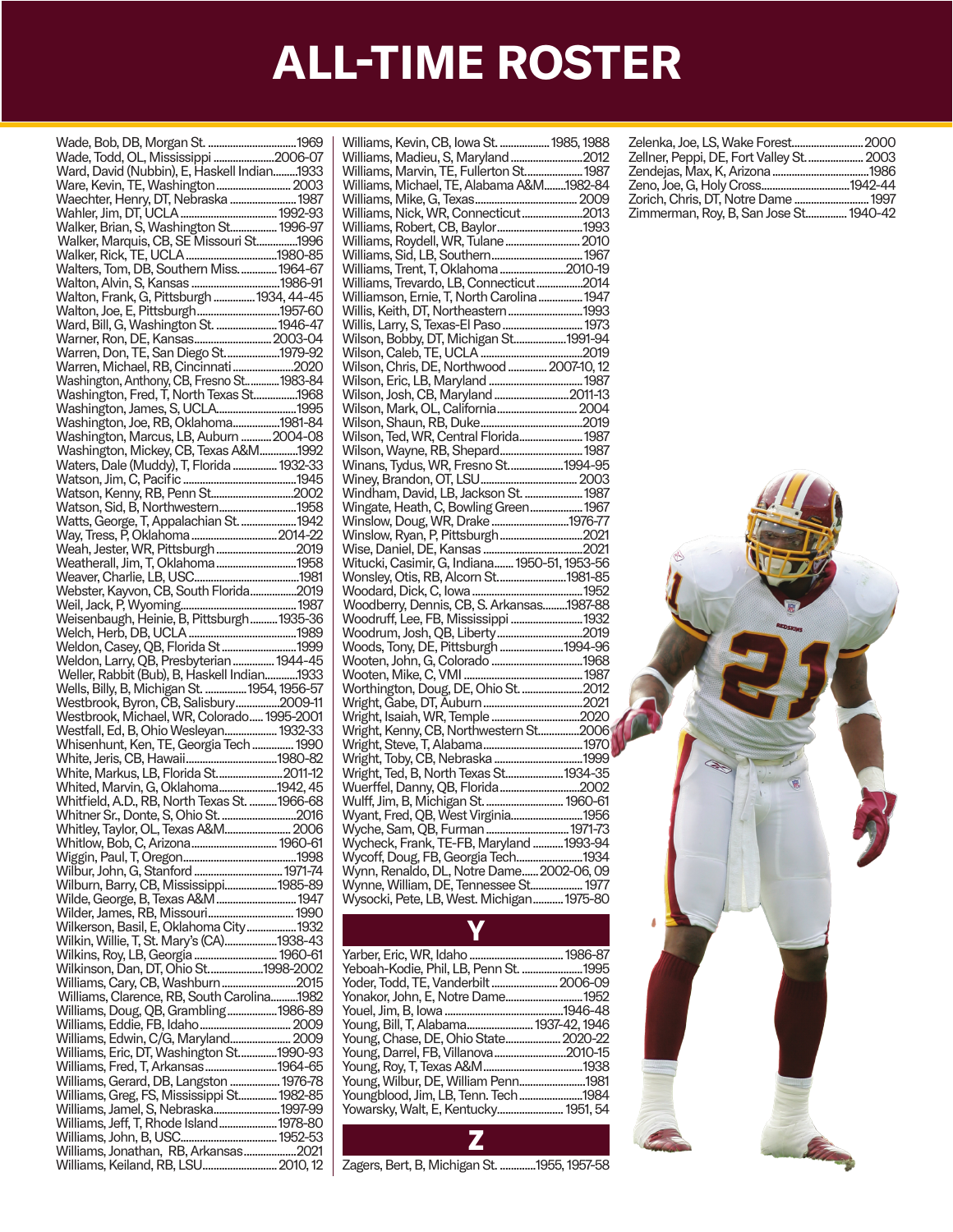# ALL-TIME ROSTER

Wade, Bob, DB, Morgan St. ....................................1969
Wade, Todd, OL, Mississippi ......................2006-07
Ward, David (Nubbin), E, Haskell Indian.........1933
Ware, Kevin, TE, Washington .......................... 2003
Waechter, Henry, DT, Nebraska ......................1987
Wahler, Jim, DT, UCLA ..................................1992-93
Walker, Brian, S, Washington St................ 1996-97
Walker, Marquis, CB, SE Missouri St..............1996
Walker, Rick, TE, UCLA ................................1980-85
Walters, Tom, DB, Southern Miss. ............ 1964-67
Walton, Alvin, S, Kansas ................................1986-91
Walton, Frank, G, Pittsburgh .............. 1934, 44-45
Walton, Joe, E, Pittsburgh.............................1957-60
Ward, Bill, G, Washington St. ......................1946-47
Warner, Ron, DE, Kansas........................... 2003-04
Warren, Don, TE, San Diego St...................1979-92
Warren, Michael, RB, Cincinnati ......................2020
Washington, Anthony, CB, Fresno St...........1983-84
Washington, Fred, T, North Texas St...............1968
Washington, James, S, UCLA............................1995
Washington, Joe, RB, Oklahoma................1981-84
Washington, Marcus, LB, Auburn ........... 2004-08
Washington, Mickey, CB, Texas A&M.............1992
Waters, Dale (Muddy), T, Florida ................ 1932-33
Watson, Jim, C, Pacific ........................................1945
Watson, Kenny, RB, Penn St.............................2002
Watson, Sid, B, Northwestern...........................1958
Watts, George, T, Appalachian St. ....................1942
Way, Tress, P, Oklahoma ...............................2014-22
Weah, Jester, WR, Pittsburgh ............................2019
Weatherall, Jim, T, Oklahoma ............................1958
Weaver, Charlie, LB, USC....................................1981
Webster, Kayvon, CB, South Florida................2019
Weil, Jack, P, Wyoming.........................................1987
Weisenbaugh, Heinie, B, Pittsburgh..........1935-36
Welch, Herb, DB, UCLA ......................................1989
Weldon, Casey, QB, Florida St ..........................1999
Weldon, Larry, QB, Presbyterian .............. 1944-45
Weller, Rabbit (Bub), B, Haskell Indian...........1933
Wells, Billy, B, Michigan St. ............... 1954, 1956-57
Westbrook, Byron, CB, Salisbury...............2009-11
Westbrook, Michael, WR, Colorado..... 1995-2001
Westfall, Ed, B, Ohio Wesleyan................... 1932-33
Whisenhunt, Ken, TE, Georgia Tech ............... 1990
White, Jeris, CB, Hawaii................................1980-82
White, Markus, LB, Florida St.......................2011-12
Whited, Marvin, G, Oklahoma.....................1942, 45
Whitfield, A.D., RB, North Texas St. ..........1966-68
Whitner Sr., Donte, S, Ohio St. ...........................2016
Whitley, Taylor, OL, Texas A&M...................... 2006
Whitlow, Bob, C, Arizona.............................. 1960-61
Wiggin, Paul, T, Oregon........................................1998
Wilbur, John, G, Stanford ............................... 1971-74
Wilburn, Barry, CB, Mississippi...................1985-89
Wilde, George, B, Texas A&M ............................1947
Wilder, James, RB, Missouri.............................. 1990
Wilkerson, Basil, E, Oklahoma City..................1932
Wilkin, Willie, T, St. Mary's (CA)..................1938-43
Wilkins, Roy, LB, Georgia ............................. 1960-61
Wilkinson, Dan, DT, Ohio St........................1998-2002
Williams, Cary, CB, Washburn ...........................2015
Williams, Clarence, RB, South Carolina..........1982
Williams, Doug, QB, Grambling..................1986-89
Williams, Eddie, FB, Idaho................................ 2009
Williams, Edwin, C/G, Maryland..................... 2009
Williams, Eric, DT, Washington St.............1990-93
Williams, Fred, T, Arkansas..........................1964-65
Williams, Gerard, DB, Langston .................. 1976-78
Williams, Greg, FS, Mississippi St.............. 1982-85
Williams, Jamel, S, Nebraska........................1997-99
Williams, Jeff, T, Rhode Island.....................1978-80
Williams, John, B, USC................................... 1952-53
Williams, Jonathan, RB, Arkansas...................2021
Williams, Keiland, RB, LSU........................... 2010, 12
Williams, Kevin, CB, Iowa St. .................. 1985, 1988
Williams, Madieu, S, Maryland .........................2012
Williams, Marvin, TE, Fullerton St.................... 1987
Williams, Michael, TE, Alabama A&M........1982-84
Williams, Mike, G, Texas.................................... 2009
Williams, Nick, WR, Connecticut.....................2013
Williams, Robert, CB, Baylor..............................1993
Williams, Roydell, WR, Tulane .......................... 2010
Williams, Sid, LB, Southern................................1967
Williams, Trent, T, Oklahoma .......................2010-19
Williams, Trevardo, LB, Connecticut................2014
Williamson, Ernie, T, North Carolina ............... 1947
Willis, Keith, DT, Northeastern..........................1993
Willis, Larry, S, Texas-El Paso ........................... 1973
Wilson, Bobby, DT, Michigan St..................1991-94
Wilson, Caleb, TE, UCLA ....................................2019
Wilson, Chris, DE, Northwood ............. 2007-10, 12
Wilson, Eric, LB, Maryland ................................. 1987
Wilson, Josh, CB, Maryland ..........................2011-13
Wilson, Mark, OL, California............................ 2004
Wilson, Shaun, RB, Duke....................................2019
Wilson, Ted, WR, Central Florida...................... 1987
Wilson, Wayne, RB, Shepard............................. 1987
Winans, Tydus, WR, Fresno St...................1994-95
Winey, Brandon, OT, LSU.................................. 2003
Windham, David, LB, Jackson St. .................... 1987
Wingate, Heath, C, Bowling Green..................1967
Winslow, Doug, WR, Drake ..........................1976-77
Winslow, Ryan, P, Pittsburgh..............................2021
Wise, Daniel, DE, Kansas ...................................2021
Witucki, Casimir, G, Indiana....... 1950-51, 1953-56
Wonsley, Otis, RB, Alcorn St.........................1981-85
Woodard, Dick, C, Iowa .......................................1952
Woodberry, Dennis, CB, S. Arkansas.........1987-88
Woodruff, Lee, FB, Mississippi .........................1932
Woodrum, Josh, QB, Liberty..............................2019
Woods, Tony, DE, Pittsburgh ......................1994-96
Wooten, John, G, Colorado ................................1968
Wooten, Mike, C, VMI .........................................1987
Worthington, Doug, DE, Ohio St. .....................2012
Wright, Gabe, DT, Auburn ...................................2021
Wright, Isaiah, WR, Temple ...............................2020
Wright, Kenny, CB, Northwestern St..............2006
Wright, Steve, T, Alabama...................................1970
Wright, Toby, CB, Nebraska ...............................1999
Wright, Ted, B, North Texas St....................1934-35
Wuerffel, Danny, QB, Florida ............................2002
Wulff, Jim, B, Michigan St. ........................... 1960-61
Wyant, Fred, QB, West Virginia.........................1956
Wyche, Sam, QB, Furman .............................1971-73
Wycheck, Frank, TE-FB, Maryland ...........1993-94
Wycoff, Doug, FB, Georgia Tech.......................1934
Wynn, Renaldo, DL, Notre Dame...... 2002-06, 09
Wynne, William, DE, Tennessee St.................. 1977
Wysocki, Pete, LB, West. Michigan...........1975-80

## Y

Yarber, Eric, WR, Idaho ................................. 1986-87
Yeboah-Kodie, Phil, LB, Penn St. .....................1995
Yoder, Todd, TE, Vanderbilt ........................ 2006-09
Yonakor, John, E, Notre Dame...........................1952
Youel, Jim, B, Iowa ..........................................1946-48
Young, Bill, T, Alabama....................... 1937-42, 1946
Young, Chase, DE, Ohio State.................... 2020-22
Young, Darrel, FB, Villanova..........................2010-15
Young, Roy, T, Texas A&M..................................1938
Young, Wilbur, DE, William Penn.......................1981
Youngblood, Jim, LB, Tenn. Tech......................1984
Yowarsky, Walt, E, Kentucky........................ 1951, 54

## Z

Zagers, Bert, B, Michigan St. ............1955, 1957-58
Zelenka, Joe, LS, Wake Forest..........................2000
Zellner, Peppi, DE, Fort Valley St.................... 2003
Zendejas, Max, K, Arizona ..................................1986
Zeno, Joe, G, Holy Cross................................1942-44
Zorich, Chris, DT, Notre Dame .......................... 1997
Zimmerman, Roy, B, San Jose St.............. 1940-42